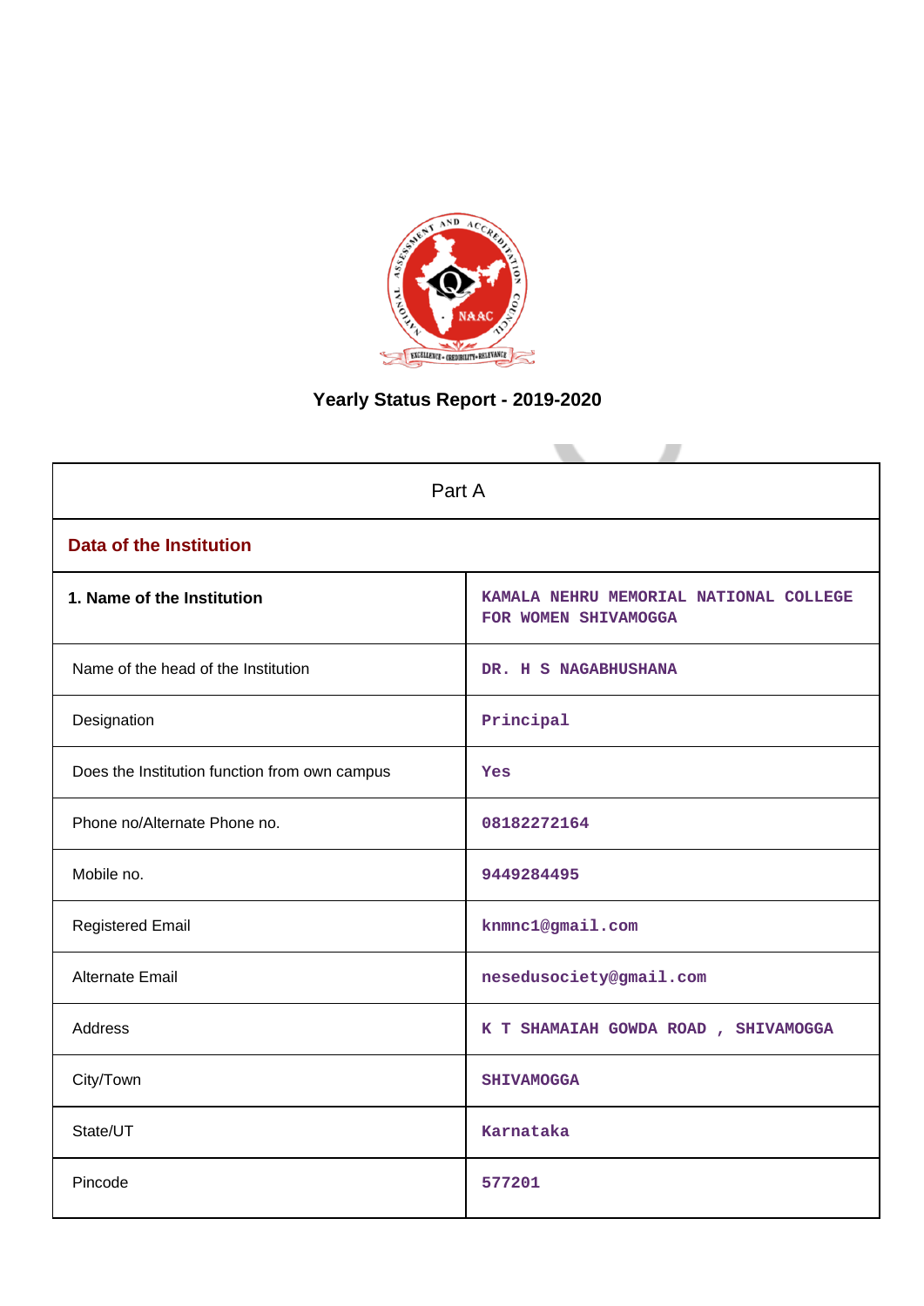# Yearly Status Report - 2019-2020

| Part A | |
|---|---|
| **Data of the Institution** | |
| **1. Name of the Institution** | KAMALA NEHRU MEMORIAL NATIONAL COLLEGE FOR WOMEN SHIVAMOGGA |
| Name of the head of the Institution | DR. H S NAGABHUSHANA |
| Designation | Principal |
| Does the Institution function from own campus | Yes |
| Phone no/Alternate Phone no. | 08182272164 |
| Mobile no. | 9449284495 |
| Registered Email | knmnc1@gmail.com |
| Alternate Email | nesedusociety@gmail.com |
| Address | K T SHAMAIAH GOWDA ROAD , SHIVAMOGGA |
| City/Town | SHIVAMOGGA |
| State/UT | Karnataka |
| Pincode | 577201 |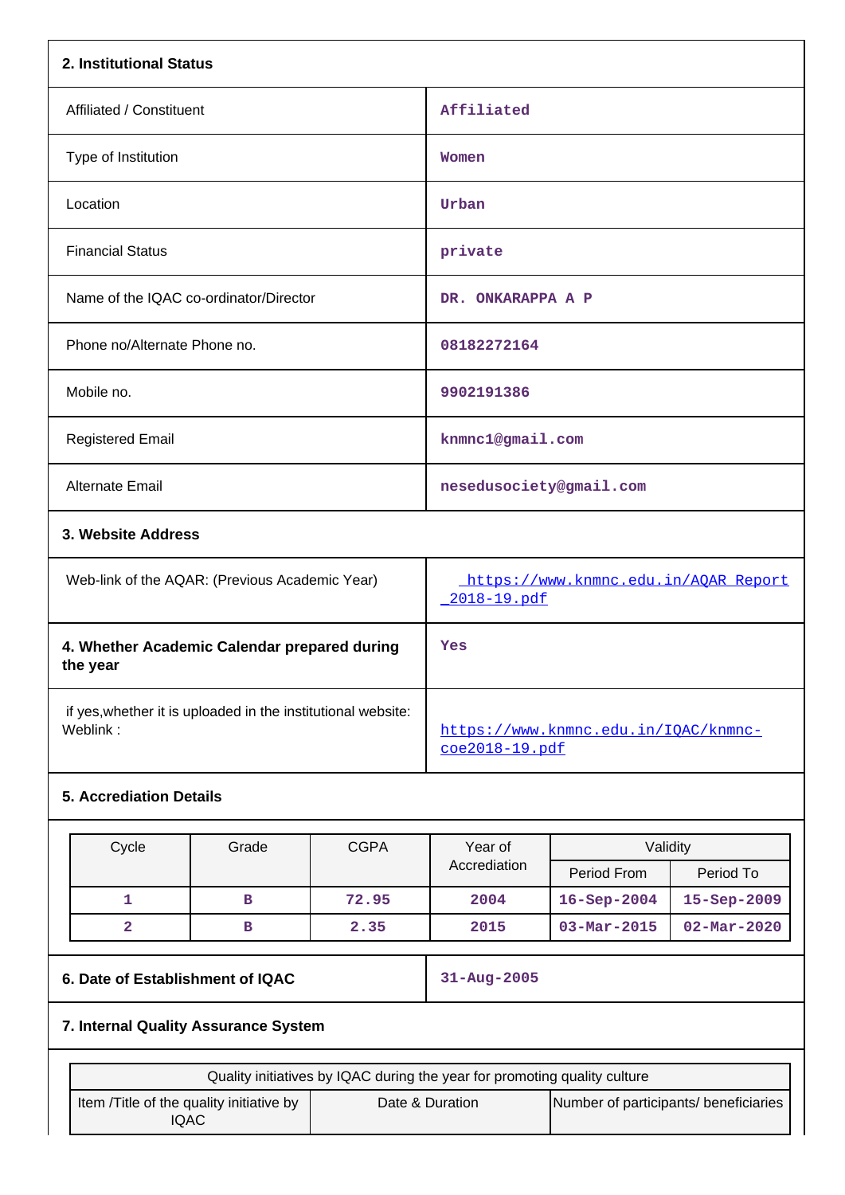## 2. Institutional Status

| | |
|---|---|
| Affiliated / Constituent | Affiliated |
| Type of Institution | Women |
| Location | Urban |
| Financial Status | private |
| Name of the IQAC co-ordinator/Director | DR. ONKARAPPA A P |
| Phone no/Alternate Phone no. | 08182272164 |
| Mobile no. | 9902191386 |
| Registered Email | knmnc1@gmail.com |
| Alternate Email | nesedusociety@gmail.com |

## 3. Website Address

| | |
|---|---|
| Web-link of the AQAR: (Previous Academic Year) | https://www.knmnc.edu.in/AQAR Report _2018-19.pdf |
| **4. Whether Academic Calendar prepared during the year** | Yes |
| if yes,whether it is uploaded in the institutional website: Weblink : | https://www.knmnc.edu.in/IQAC/knmnc-coe2018-19.pdf |

## 5. Accrediation Details

| Cycle | Grade | CGPA | Year of Accrediation | Validity | |
|---|---|---|---|---|---|
| | | | | Period From | Period To |
| 1 | B | 72.95 | 2004 | 16-Sep-2004 | 15-Sep-2009 |
| 2 | B | 2.35 | 2015 | 03-Mar-2015 | 02-Mar-2020 |

| | |
|---|---|
| **6. Date of Establishment of IQAC** | 31-Aug-2005 |

## 7. Internal Quality Assurance System

| Quality initiatives by IQAC during the year for promoting quality culture | | |
|---|---|---|
| Item /Title of the quality initiative by IQAC | Date & Duration | Number of participants/ beneficiaries |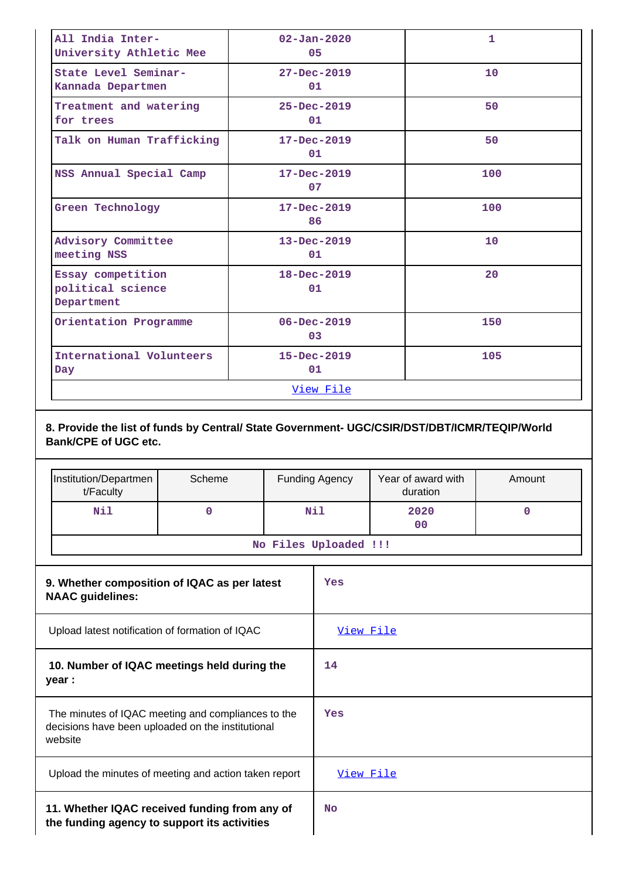| All India Inter-University Athletic Mee | 02-Jan-2020 05 | 1 |
|---|---|---|
| State Level Seminar-Kannada Departmen | 27-Dec-2019 01 | 10 |
| Treatment and watering for trees | 25-Dec-2019 01 | 50 |
| Talk on Human Trafficking | 17-Dec-2019 01 | 50 |
| NSS Annual Special Camp | 17-Dec-2019 07 | 100 |
| Green Technology | 17-Dec-2019 86 | 100 |
| Advisory Committee meeting NSS | 13-Dec-2019 01 | 10 |
| Essay competition political science Department | 18-Dec-2019 01 | 20 |
| Orientation Programme | 06-Dec-2019 03 | 150 |
| International Volunteers Day | 15-Dec-2019 01 | 105 |
| View File | | |

**8. Provide the list of funds by Central/ State Government- UGC/CSIR/DST/DBT/ICMR/TEQIP/World Bank/CPE of UGC etc.**

| Institution/Department/Faculty | Scheme | Funding Agency | Year of award with duration | Amount |
|---|---|---|---|---|
| Nil | 0 | Nil | 2020 00 | 0 |
| No Files Uploaded !!! | | | | |

| | |
|---|---|
| **9. Whether composition of IQAC as per latest NAAC guidelines:** | Yes |
| Upload latest notification of formation of IQAC | View File |
| **10. Number of IQAC meetings held during the year :** | 14 |
| The minutes of IQAC meeting and compliances to the decisions have been uploaded on the institutional website | Yes |
| Upload the minutes of meeting and action taken report | View File |
| **11. Whether IQAC received funding from any of the funding agency to support its activities** | No |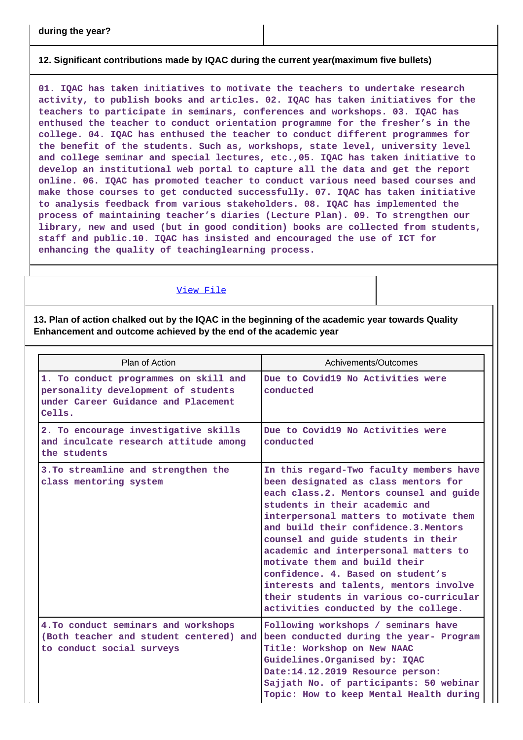| during the year? | |
|---|---|

**12. Significant contributions made by IQAC during the current year(maximum five bullets)**

01. IQAC has taken initiatives to motivate the teachers to undertake research activity, to publish books and articles. 02. IQAC has taken initiatives for the teachers to participate in seminars, conferences and workshops. 03. IQAC has enthused the teacher to conduct orientation programme for the fresher's in the college. 04. IQAC has enthused the teacher to conduct different programmes for the benefit of the students. Such as, workshops, state level, university level and college seminar and special lectures, etc.,05. IQAC has taken initiative to develop an institutional web portal to capture all the data and get the report online. 06. IQAC has promoted teacher to conduct various need based courses and make those courses to get conducted successfully. 07. IQAC has taken initiative to analysis feedback from various stakeholders. 08. IQAC has implemented the process of maintaining teacher's diaries (Lecture Plan). 09. To strengthen our library, new and used (but in good condition) books are collected from students, staff and public.10. IQAC has insisted and encouraged the use of ICT for enhancing the quality of teachinglearning process.

View File

**13. Plan of action chalked out by the IQAC in the beginning of the academic year towards Quality Enhancement and outcome achieved by the end of the academic year**

| Plan of Action | Achivements/Outcomes |
|---|---|
| 1. To conduct programmes on skill and personality development of students under Career Guidance and Placement Cells. | Due to Covid19 No Activities were conducted |
| 2. To encourage investigative skills and inculcate research attitude among the students | Due to Covid19 No Activities were conducted |
| 3.To streamline and strengthen the class mentoring system | In this regard-Two faculty members have been designated as class mentors for each class.2. Mentors counsel and guide students in their academic and interpersonal matters to motivate them and build their confidence.3.Mentors counsel and guide students in their academic and interpersonal matters to motivate them and build their confidence. 4. Based on student's interests and talents, mentors involve their students in various co-curricular activities conducted by the college. |
| 4.To conduct seminars and workshops (Both teacher and student centered) and to conduct social surveys | Following workshops / seminars have been conducted during the year- Program Title: Workshop on New NAAC Guidelines.Organised by: IQAC Date:14.12.2019 Resource person: Sajjath No. of participants: 50 webinar Topic: How to keep Mental Health during |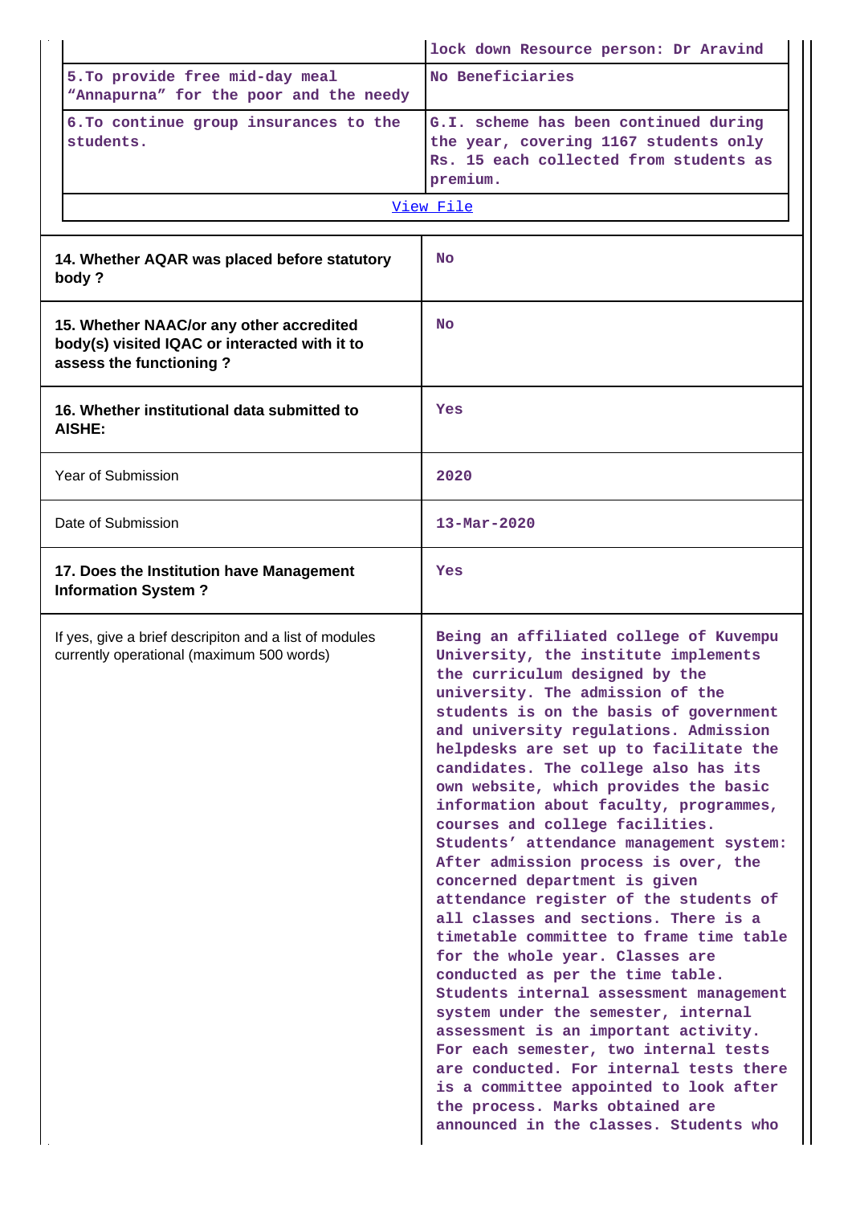| | |
|---|---|
| | lock down Resource person: Dr Aravind |
| 5.To provide free mid-day meal "Annapurna" for the poor and the needy | No Beneficiaries |
| 6.To continue group insurances to the students. | G.I. scheme has been continued during the year, covering 1167 students only Rs. 15 each collected from students as premium. |
| View File | |

| | |
|---|---|
| **14. Whether AQAR was placed before statutory body ?** | No |
| **15. Whether NAAC/or any other accredited body(s) visited IQAC or interacted with it to assess the functioning ?** | No |
| **16. Whether institutional data submitted to AISHE:** | Yes |
| Year of Submission | 2020 |
| Date of Submission | 13-Mar-2020 |
| **17. Does the Institution have Management Information System ?** | Yes |
| If yes, give a brief descripiton and a list of modules currently operational (maximum 500 words) | Being an affiliated college of Kuvempu University, the institute implements the curriculum designed by the university. The admission of the students is on the basis of government and university regulations. Admission helpdesks are set up to facilitate the candidates. The college also has its own website, which provides the basic information about faculty, programmes, courses and college facilities. Students' attendance management system: After admission process is over, the concerned department is given attendance register of the students of all classes and sections. There is a timetable committee to frame time table for the whole year. Classes are conducted as per the time table. Students internal assessment management system under the semester, internal assessment is an important activity. For each semester, two internal tests are conducted. For internal tests there is a committee appointed to look after the process. Marks obtained are announced in the classes. Students who |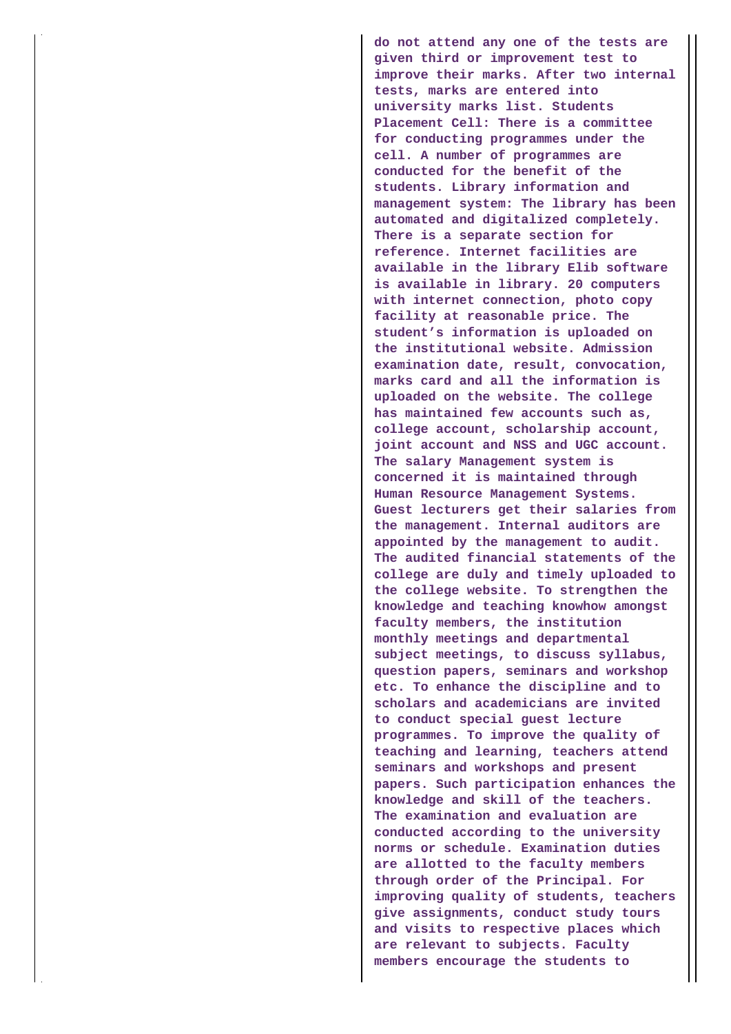| | |
|---|---|
| | do not attend any one of the tests are given third or improvement test to improve their marks. After two internal tests, marks are entered into university marks list. Students Placement Cell: There is a committee for conducting programmes under the cell. A number of programmes are conducted for the benefit of the students. Library information and management system: The library has been automated and digitalized completely. There is a separate section for reference. Internet facilities are available in the library Elib software is available in library. 20 computers with internet connection, photo copy facility at reasonable price. The student's information is uploaded on the institutional website. Admission examination date, result, convocation, marks card and all the information is uploaded on the website. The college has maintained few accounts such as, college account, scholarship account, joint account and NSS and UGC account. The salary Management system is concerned it is maintained through Human Resource Management Systems. Guest lecturers get their salaries from the management. Internal auditors are appointed by the management to audit. The audited financial statements of the college are duly and timely uploaded to the college website. To strengthen the knowledge and teaching knowhow amongst faculty members, the institution monthly meetings and departmental subject meetings, to discuss syllabus, question papers, seminars and workshop etc. To enhance the discipline and to scholars and academicians are invited to conduct special guest lecture programmes. To improve the quality of teaching and learning, teachers attend seminars and workshops and present papers. Such participation enhances the knowledge and skill of the teachers. The examination and evaluation are conducted according to the university norms or schedule. Examination duties are allotted to the faculty members through order of the Principal. For improving quality of students, teachers give assignments, conduct study tours and visits to respective places which are relevant to subjects. Faculty members encourage the students to |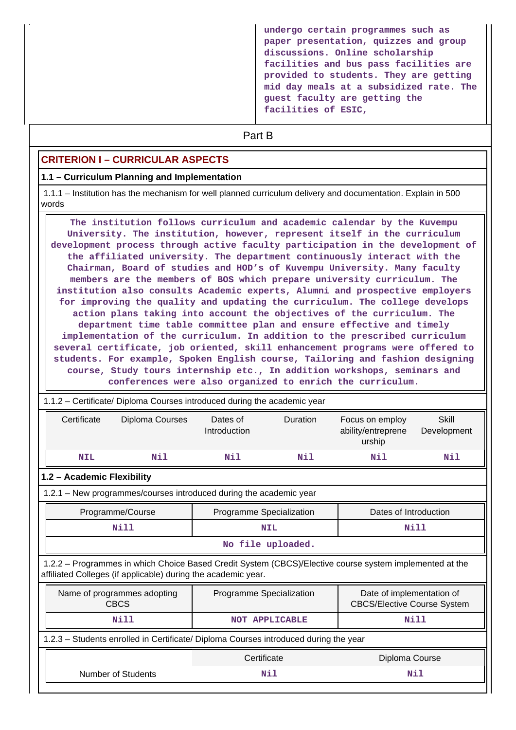undergo certain programmes such as paper presentation, quizzes and group discussions. Online scholarship facilities and bus pass facilities are provided to students. They are getting mid day meals at a subsidized rate. The guest faculty are getting the facilities of ESIC,

# Part B

## CRITERION I – CURRICULAR ASPECTS

### 1.1 – Curriculum Planning and Implementation

1.1.1 – Institution has the mechanism for well planned curriculum delivery and documentation. Explain in 500 words

The institution follows curriculum and academic calendar by the Kuvempu University. The institution, however, represent itself in the curriculum development process through active faculty participation in the development of the affiliated university. The department continuously interact with the Chairman, Board of studies and HOD's of Kuvempu University. Many faculty members are the members of BOS which prepare university curriculum. The institution also consults Academic experts, Alumni and prospective employers for improving the quality and updating the curriculum. The college develops action plans taking into account the objectives of the curriculum. The department time table committee plan and ensure effective and timely implementation of the curriculum. In addition to the prescribed curriculum several certificate, job oriented, skill enhancement programs were offered to students. For example, Spoken English course, Tailoring and fashion designing course, Study tours internship etc., In addition workshops, seminars and conferences were also organized to enrich the curriculum.

1.1.2 – Certificate/ Diploma Courses introduced during the academic year

| Certificate | Diploma Courses | Dates of Introduction | Duration | Focus on employ ability/entreprene urship | Skill Development |
|---|---|---|---|---|---|
| NIL | Nil | Nil | Nil | Nil | Nil |

### 1.2 – Academic Flexibility

1.2.1 – New programmes/courses introduced during the academic year

| Programme/Course | Programme Specialization | Dates of Introduction |
|---|---|---|
| Nill | NIL | Nill |
| No file uploaded. | | |

1.2.2 – Programmes in which Choice Based Credit System (CBCS)/Elective course system implemented at the affiliated Colleges (if applicable) during the academic year.

| Name of programmes adopting CBCS | Programme Specialization | Date of implementation of CBCS/Elective Course System |
|---|---|---|
| Nill | NOT APPLICABLE | Nill |

1.2.3 – Students enrolled in Certificate/ Diploma Courses introduced during the year

| | Certificate | Diploma Course |
|---|---|---|
| Number of Students | Nil | Nil |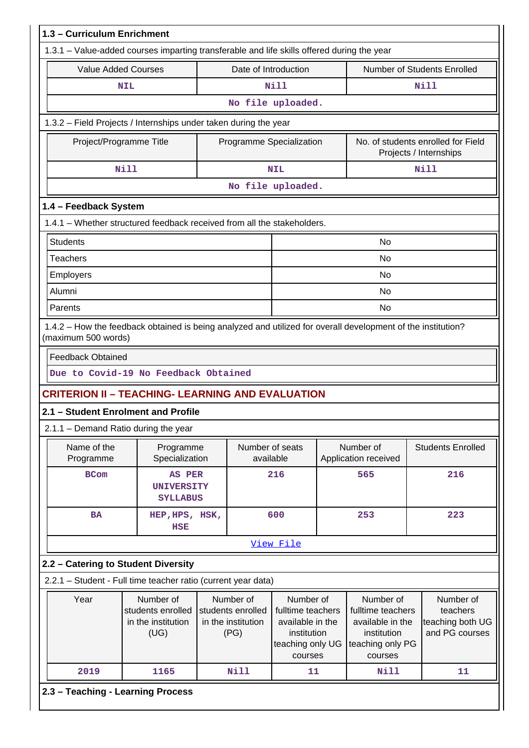### 1.3 – Curriculum Enrichment

1.3.1 – Value-added courses imparting transferable and life skills offered during the year

| Value Added Courses | Date of Introduction | Number of Students Enrolled |
|---|---|---|
| NIL | Nill | Nill |

No file uploaded.

1.3.2 – Field Projects / Internships under taken during the year

| Project/Programme Title | Programme Specialization | No. of students enrolled for Field Projects / Internships |
|---|---|---|
| Nill | NIL | Nill |

No file uploaded.

### 1.4 – Feedback System

1.4.1 – Whether structured feedback received from all the stakeholders.

| | |
|---|---|
| Students | No |
| Teachers | No |
| Employers | No |
| Alumni | No |
| Parents | No |

1.4.2 – How the feedback obtained is being analyzed and utilized for overall development of the institution? (maximum 500 words)

| Feedback Obtained |
|---|
| Due to Covid-19 No Feedback Obtained |

## CRITERION II – TEACHING- LEARNING AND EVALUATION

### 2.1 – Student Enrolment and Profile

2.1.1 – Demand Ratio during the year

| Name of the Programme | Programme Specialization | Number of seats available | Number of Application received | Students Enrolled |
|---|---|---|---|---|
| BCom | AS PER UNIVERSITY SYLLABUS | 216 | 565 | 216 |
| BA | HEP,HPS, HSK, HSE | 600 | 253 | 223 |

View File

### 2.2 – Catering to Student Diversity

2.2.1 – Student - Full time teacher ratio (current year data)

| Year | Number of students enrolled in the institution (UG) | Number of students enrolled in the institution (PG) | Number of fulltime teachers available in the institution teaching only UG courses | Number of fulltime teachers available in the institution teaching only PG courses | Number of teachers teaching both UG and PG courses |
|---|---|---|---|---|---|
| 2019 | 1165 | Nill | 11 | Nill | 11 |

### 2.3 – Teaching - Learning Process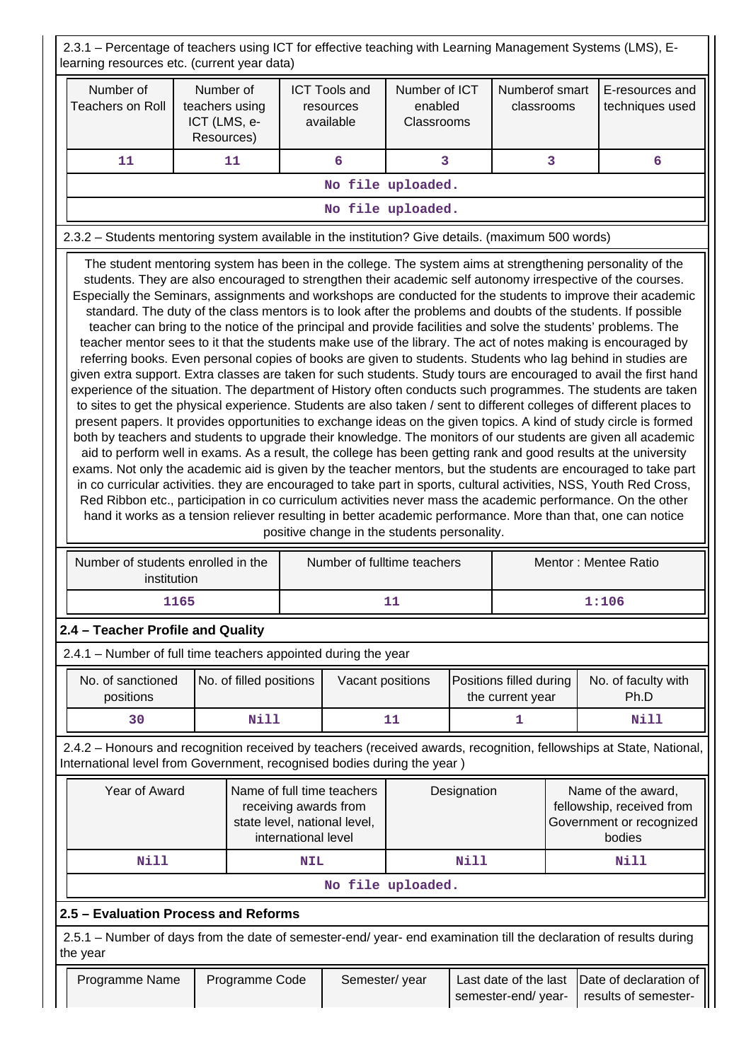2.3.1 – Percentage of teachers using ICT for effective teaching with Learning Management Systems (LMS), E-learning resources etc. (current year data)

| Number of Teachers on Roll | Number of teachers using ICT (LMS, e-Resources) | ICT Tools and resources available | Number of ICT enabled Classrooms | Numberof smart classrooms | E-resources and techniques used |
|---|---|---|---|---|---|
| 11 | 11 | 6 | 3 | 3 | 6 |

No file uploaded.

No file uploaded.

2.3.2 – Students mentoring system available in the institution? Give details. (maximum 500 words)

The student mentoring system has been in the college. The system aims at strengthening personality of the students. They are also encouraged to strengthen their academic self autonomy irrespective of the courses. Especially the Seminars, assignments and workshops are conducted for the students to improve their academic standard. The duty of the class mentors is to look after the problems and doubts of the students. If possible teacher can bring to the notice of the principal and provide facilities and solve the students' problems. The teacher mentor sees to it that the students make use of the library. The act of notes making is encouraged by referring books. Even personal copies of books are given to students. Students who lag behind in studies are given extra support. Extra classes are taken for such students. Study tours are encouraged to avail the first hand experience of the situation. The department of History often conducts such programmes. The students are taken to sites to get the physical experience. Students are also taken / sent to different colleges of different places to present papers. It provides opportunities to exchange ideas on the given topics. A kind of study circle is formed both by teachers and students to upgrade their knowledge. The monitors of our students are given all academic aid to perform well in exams. As a result, the college has been getting rank and good results at the university exams. Not only the academic aid is given by the teacher mentors, but the students are encouraged to take part in co curricular activities. they are encouraged to take part in sports, cultural activities, NSS, Youth Red Cross, Red Ribbon etc., participation in co curriculum activities never mass the academic performance. On the other hand it works as a tension reliever resulting in better academic performance. More than that, one can notice positive change in the students personality.

| Number of students enrolled in the institution | Number of fulltime teachers | Mentor : Mentee Ratio |
|---|---|---|
| 1165 | 11 | 1:106 |

## 2.4 – Teacher Profile and Quality

2.4.1 – Number of full time teachers appointed during the year

| No. of sanctioned positions | No. of filled positions | Vacant positions | Positions filled during the current year | No. of faculty with Ph.D |
|---|---|---|---|---|
| 30 | Nill | 11 | 1 | Nill |

2.4.2 – Honours and recognition received by teachers (received awards, recognition, fellowships at State, National, International level from Government, recognised bodies during the year )

| Year of Award | Name of full time teachers receiving awards from state level, national level, international level | Designation | Name of the award, fellowship, received from Government or recognized bodies |
|---|---|---|---|
| Nill | NIL | Nill | Nill |

No file uploaded.

## 2.5 – Evaluation Process and Reforms

2.5.1 – Number of days from the date of semester-end/ year- end examination till the declaration of results during the year

| Programme Name | Programme Code | Semester/ year | Last date of the last semester-end/ year- | Date of declaration of results of semester- |
|---|---|---|---|---|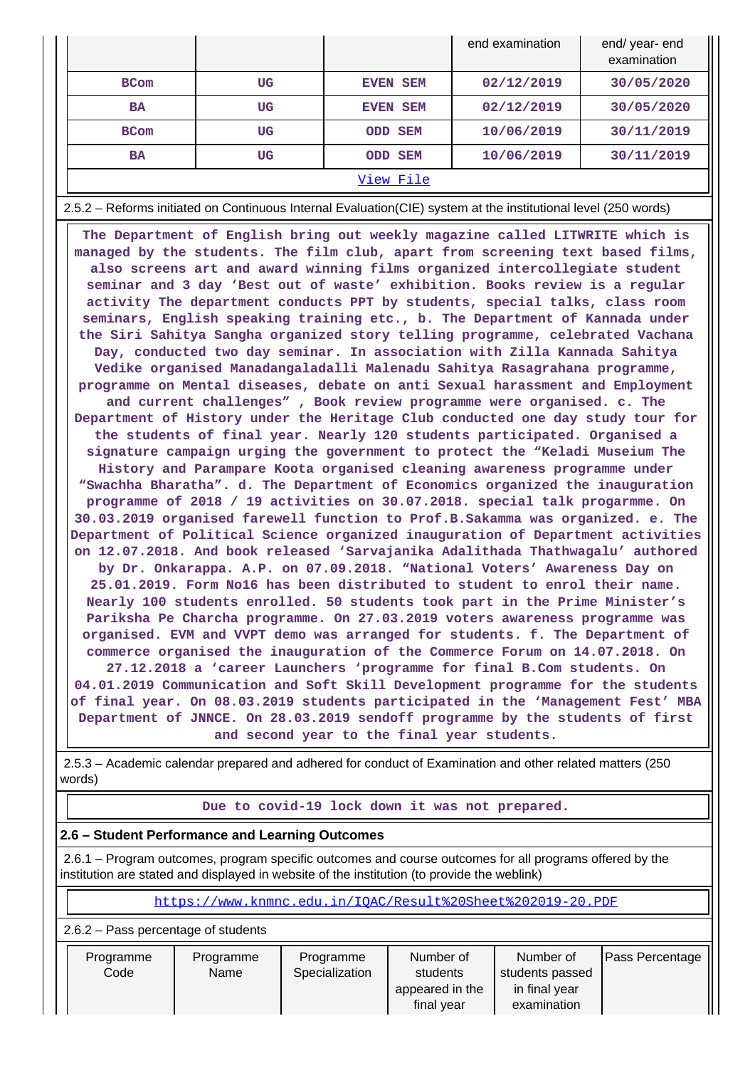| | | | end examination | end/ year- end examination |
|---|---|---|---|---|
| BCom | UG | EVEN SEM | 02/12/2019 | 30/05/2020 |
| BA | UG | EVEN SEM | 02/12/2019 | 30/05/2020 |
| BCom | UG | ODD SEM | 10/06/2019 | 30/11/2019 |
| BA | UG | ODD SEM | 10/06/2019 | 30/11/2019 |

[View File](#)

2.5.2 – Reforms initiated on Continuous Internal Evaluation(CIE) system at the institutional level (250 words)

**The Department of English bring out weekly magazine called LITWRITE which is managed by the students. The film club, apart from screening text based films, also screens art and award winning films organized intercollegiate student seminar and 3 day 'Best out of waste' exhibition. Books review is a regular activity The department conducts PPT by students, special talks, class room seminars, English speaking training etc., b. The Department of Kannada under the Siri Sahitya Sangha organized story telling programme, celebrated Vachana Day, conducted two day seminar. In association with Zilla Kannada Sahitya Vedike organised Manadangaladalli Malenadu Sahitya Rasagrahana programme, programme on Mental diseases, debate on anti Sexual harassment and Employment and current challenges" , Book review programme were organised. c. The Department of History under the Heritage Club conducted one day study tour for the students of final year. Nearly 120 students participated. Organised a signature campaign urging the government to protect the "Keladi Museium The History and Parampare Koota organised cleaning awareness programme under "Swachha Bharatha". d. The Department of Economics organized the inauguration programme of 2018 / 19 activities on 30.07.2018. special talk progarmme. On 30.03.2019 organised farewell function to Prof.B.Sakamma was organized. e. The Department of Political Science organized inauguration of Department activities on 12.07.2018. And book released 'Sarvajanika Adalithada Thathwagalu' authored by Dr. Onkarappa. A.P. on 07.09.2018. "National Voters' Awareness Day on 25.01.2019. Form No16 has been distributed to student to enrol their name. Nearly 100 students enrolled. 50 students took part in the Prime Minister's Pariksha Pe Charcha programme. On 27.03.2019 voters awareness programme was organised. EVM and VVPT demo was arranged for students. f. The Department of commerce organised the inauguration of the Commerce Forum on 14.07.2018. On 27.12.2018 a 'career Launchers 'programme for final B.Com students. On 04.01.2019 Communication and Soft Skill Development programme for the students of final year. On 08.03.2019 students participated in the 'Management Fest' MBA Department of JNNCE. On 28.03.2019 sendoff programme by the students of first and second year to the final year students.**

2.5.3 – Academic calendar prepared and adhered for conduct of Examination and other related matters (250 words)

**Due to covid-19 lock down it was not prepared.**

**2.6 – Student Performance and Learning Outcomes**

2.6.1 – Program outcomes, program specific outcomes and course outcomes for all programs offered by the institution are stated and displayed in website of the institution (to provide the weblink)

https://www.knmnc.edu.in/IQAC/Result%20Sheet%202019-20.PDF

2.6.2 – Pass percentage of students

| Programme Code | Programme Name | Programme Specialization | Number of students appeared in the final year | Number of students passed in final year examination | Pass Percentage |
|---|---|---|---|---|---|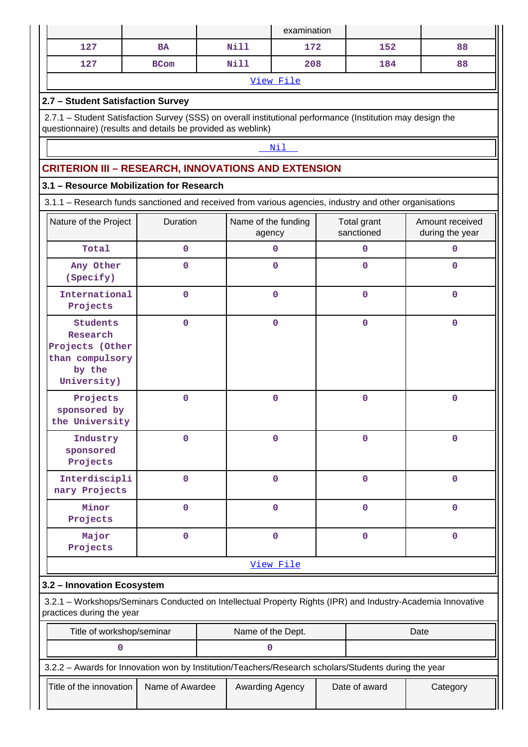| | | | examination | | |
|---|---|---|---|---|---|
| 127 | BA | Nill | 172 | 152 | 88 |
| 127 | BCom | Nill | 208 | 184 | 88 |

View File

### 2.7 – Student Satisfaction Survey

2.7.1 – Student Satisfaction Survey (SSS) on overall institutional performance (Institution may design the questionnaire) (results and details be provided as weblink)

Nil

## CRITERION III – RESEARCH, INNOVATIONS AND EXTENSION

### 3.1 – Resource Mobilization for Research

3.1.1 – Research funds sanctioned and received from various agencies, industry and other organisations

| Nature of the Project | Duration | Name of the funding agency | Total grant sanctioned | Amount received during the year |
|---|---|---|---|---|
| Total | 0 | 0 | 0 | 0 |
| Any Other (Specify) | 0 | 0 | 0 | 0 |
| International Projects | 0 | 0 | 0 | 0 |
| Students Research Projects (Other than compulsory by the University) | 0 | 0 | 0 | 0 |
| Projects sponsored by the University | 0 | 0 | 0 | 0 |
| Industry sponsored Projects | 0 | 0 | 0 | 0 |
| Interdisciplinary Projects | 0 | 0 | 0 | 0 |
| Minor Projects | 0 | 0 | 0 | 0 |
| Major Projects | 0 | 0 | 0 | 0 |

View File

### 3.2 – Innovation Ecosystem

3.2.1 – Workshops/Seminars Conducted on Intellectual Property Rights (IPR) and Industry-Academia Innovative practices during the year

| Title of workshop/seminar | Name of the Dept. | Date |
|---|---|---|
| 0 | 0 | |

3.2.2 – Awards for Innovation won by Institution/Teachers/Research scholars/Students during the year

| Title of the innovation | Name of Awardee | Awarding Agency | Date of award | Category |
|---|---|---|---|---|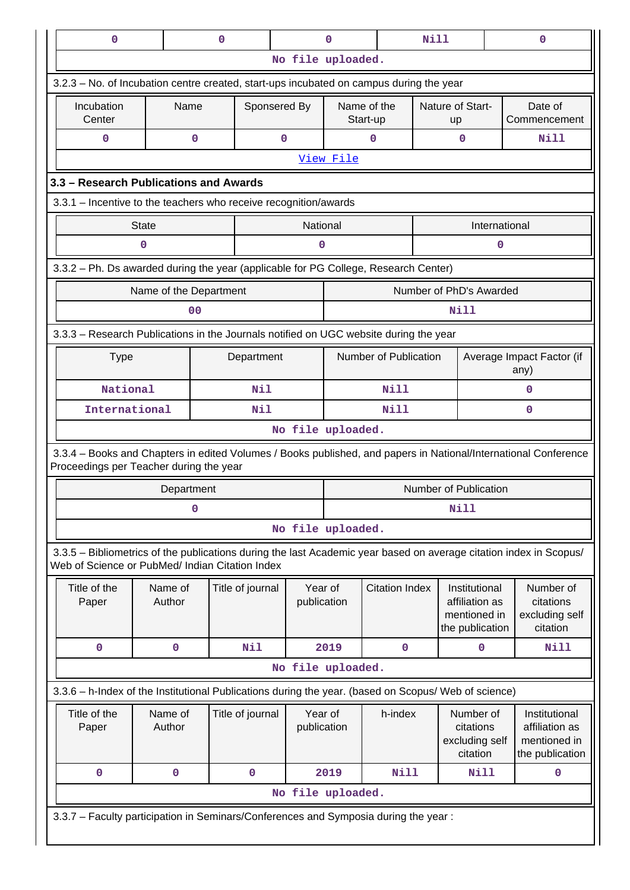| 0 | 0 | 0 | Nill | 0 |
|---|---|---|---|---|
| No file uploaded. | | | | |

3.2.3 – No. of Incubation centre created, start-ups incubated on campus during the year

| Incubation Center | Name | Sponsered By | Name of the Start-up | Nature of Start-up | Date of Commencement |
|---|---|---|---|---|---|
| 0 | 0 | 0 | 0 | 0 | Nill |
| View File | | | | | |

**3.3 – Research Publications and Awards**

3.3.1 – Incentive to the teachers who receive recognition/awards

| State | National | International |
|---|---|---|
| 0 | 0 | 0 |

3.3.2 – Ph. Ds awarded during the year (applicable for PG College, Research Center)

| Name of the Department | Number of PhD's Awarded |
|---|---|
| 00 | Nill |

3.3.3 – Research Publications in the Journals notified on UGC website during the year

| Type | Department | Number of Publication | Average Impact Factor (if any) |
|---|---|---|---|
| National | Nil | Nill | 0 |
| International | Nil | Nill | 0 |
| No file uploaded. | | | |

3.3.4 – Books and Chapters in edited Volumes / Books published, and papers in National/International Conference Proceedings per Teacher during the year

| Department | Number of Publication |
|---|---|
| 0 | Nill |
| No file uploaded. | |

3.3.5 – Bibliometrics of the publications during the last Academic year based on average citation index in Scopus/ Web of Science or PubMed/ Indian Citation Index

| Title of the Paper | Name of Author | Title of journal | Year of publication | Citation Index | Institutional affiliation as mentioned in the publication | Number of citations excluding self citation |
|---|---|---|---|---|---|---|
| 0 | 0 | Nil | 2019 | 0 | 0 | Nill |
| No file uploaded. | | | | | | |

3.3.6 – h-Index of the Institutional Publications during the year. (based on Scopus/ Web of science)

| Title of the Paper | Name of Author | Title of journal | Year of publication | h-index | Number of citations excluding self citation | Institutional affiliation as mentioned in the publication |
|---|---|---|---|---|---|---|
| 0 | 0 | 0 | 2019 | Nill | Nill | 0 |
| No file uploaded. | | | | | | |

3.3.7 – Faculty participation in Seminars/Conferences and Symposia during the year :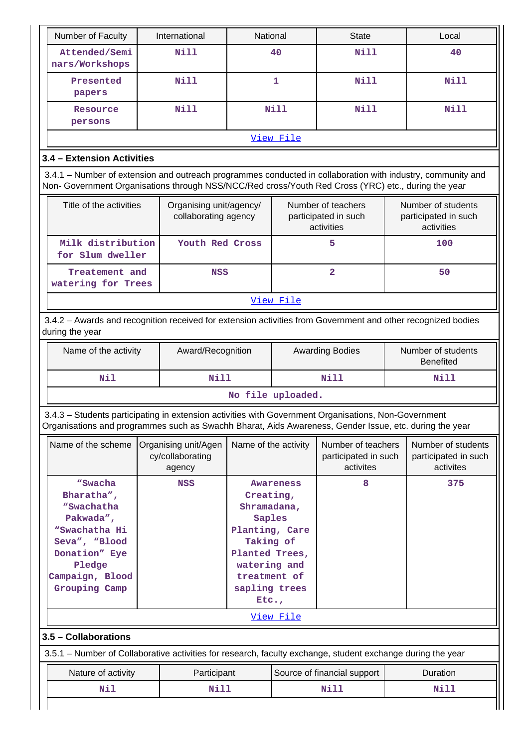| Number of Faculty | International | National | State | Local |
|---|---|---|---|---|
| Attended/Seminars/Workshops | Nill | 40 | Nill | 40 |
| Presented papers | Nill | 1 | Nill | Nill |
| Resource persons | Nill | Nill | Nill | Nill |

[View File]

### 3.4 – Extension Activities

3.4.1 – Number of extension and outreach programmes conducted in collaboration with industry, community and Non- Government Organisations through NSS/NCC/Red cross/Youth Red Cross (YRC) etc., during the year

| Title of the activities | Organising unit/agency/ collaborating agency | Number of teachers participated in such activities | Number of students participated in such activities |
|---|---|---|---|
| Milk distribution for Slum dweller | Youth Red Cross | 5 | 100 |
| Treatement and watering for Trees | NSS | 2 | 50 |

[View File]

3.4.2 – Awards and recognition received for extension activities from Government and other recognized bodies during the year

| Name of the activity | Award/Recognition | Awarding Bodies | Number of students Benefited |
|---|---|---|---|
| Nil | Nill | Nill | Nill |

No file uploaded.

3.4.3 – Students participating in extension activities with Government Organisations, Non-Government Organisations and programmes such as Swachh Bharat, Aids Awareness, Gender Issue, etc. during the year

| Name of the scheme | Organising unit/Agency/collaborating agency | Name of the activity | Number of teachers participated in such activites | Number of students participated in such activites |
|---|---|---|---|---|
| "Swacha Bharatha", "Swachatha Pakwada", "Swachatha Hi Seva", "Blood Donation" Eye Pledge Campaign, Blood Grouping Camp | NSS | Awareness Creating, Shramadana, Saples Planting, Care Taking of Planted Trees, watering and treatment of sapling trees Etc., | 8 | 375 |

[View File]

### 3.5 – Collaborations

3.5.1 – Number of Collaborative activities for research, faculty exchange, student exchange during the year

| Nature of activity | Participant | Source of financial support | Duration |
|---|---|---|---|
| Nil | Nill | Nill | Nill |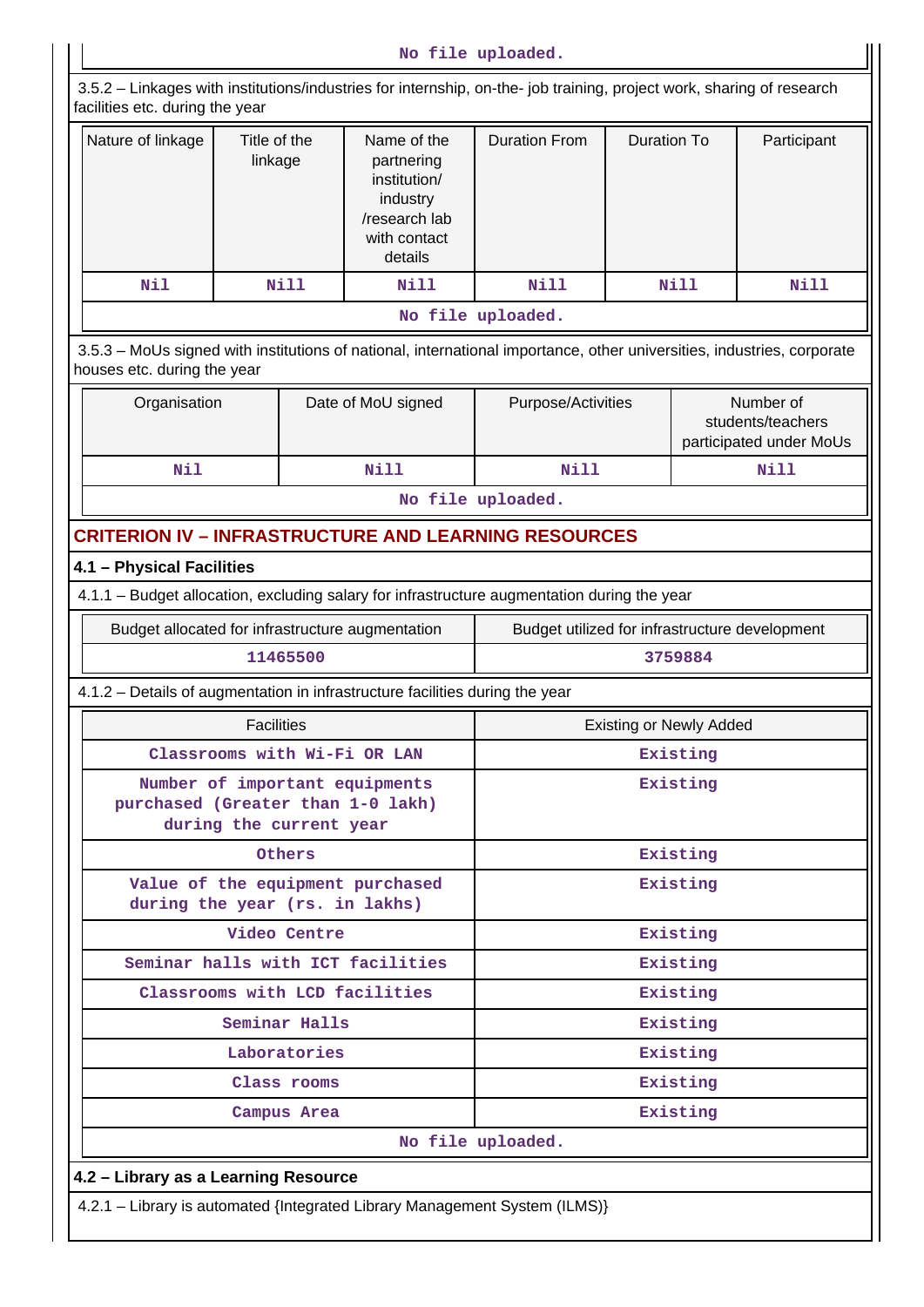No file uploaded.

3.5.2 – Linkages with institutions/industries for internship, on-the- job training, project work, sharing of research facilities etc. during the year

| Nature of linkage | Title of the linkage | Name of the partnering institution/ industry /research lab with contact details | Duration From | Duration To | Participant |
|---|---|---|---|---|---|
| Nil | Nill | Nill | Nill | Nill | Nill |

No file uploaded.

3.5.3 – MoUs signed with institutions of national, international importance, other universities, industries, corporate houses etc. during the year

| Organisation | Date of MoU signed | Purpose/Activities | Number of students/teachers participated under MoUs |
|---|---|---|---|
| Nil | Nill | Nill | Nill |

No file uploaded.

## CRITERION IV – INFRASTRUCTURE AND LEARNING RESOURCES

### 4.1 – Physical Facilities

4.1.1 – Budget allocation, excluding salary for infrastructure augmentation during the year

| Budget allocated for infrastructure augmentation | Budget utilized for infrastructure development |
|---|---|
| 11465500 | 3759884 |

4.1.2 – Details of augmentation in infrastructure facilities during the year

| Facilities | Existing or Newly Added |
|---|---|
| Classrooms with Wi-Fi OR LAN | Existing |
| Number of important equipments purchased (Greater than 1-0 lakh) during the current year | Existing |
| Others | Existing |
| Value of the equipment purchased during the year (rs. in lakhs) | Existing |
| Video Centre | Existing |
| Seminar halls with ICT facilities | Existing |
| Classrooms with LCD facilities | Existing |
| Seminar Halls | Existing |
| Laboratories | Existing |
| Class rooms | Existing |
| Campus Area | Existing |

No file uploaded.

### 4.2 – Library as a Learning Resource

4.2.1 – Library is automated {Integrated Library Management System (ILMS)}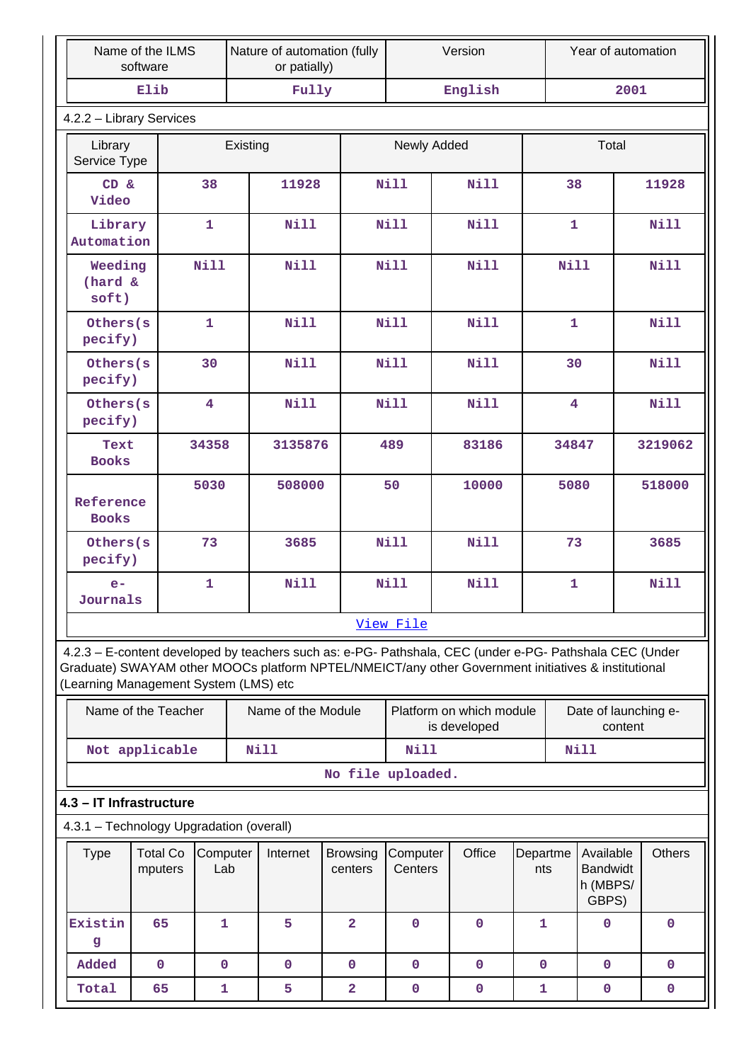| Name of the ILMS software | Nature of automation (fully or patially) | Version | Year of automation |
|---|---|---|---|
| Elib | Fully | English | 2001 |

4.2.2 – Library Services

| Library Service Type | Existing | | Newly Added | | Total | |
|---|---|---|---|---|---|---|
| CD & Video | 38 | 11928 | Nill | Nill | 38 | 11928 |
| Library Automation | 1 | Nill | Nill | Nill | 1 | Nill |
| Weeding (hard & soft) | Nill | Nill | Nill | Nill | Nill | Nill |
| Others(specify) | 1 | Nill | Nill | Nill | 1 | Nill |
| Others(specify) | 30 | Nill | Nill | Nill | 30 | Nill |
| Others(specify) | 4 | Nill | Nill | Nill | 4 | Nill |
| Text Books | 34358 | 3135876 | 489 | 83186 | 34847 | 3219062 |
| Reference Books | 5030 | 508000 | 50 | 10000 | 5080 | 518000 |
| Others(specify) | 73 | 3685 | Nill | Nill | 73 | 3685 |
| e-Journals | 1 | Nill | Nill | Nill | 1 | Nill |

View File

4.2.3 – E-content developed by teachers such as: e-PG- Pathshala, CEC (under e-PG- Pathshala CEC (Under Graduate) SWAYAM other MOOCs platform NPTEL/NMEICT/any other Government initiatives & institutional (Learning Management System (LMS) etc

| Name of the Teacher | Name of the Module | Platform on which module is developed | Date of launching e-content |
|---|---|---|---|
| Not applicable | Nill | Nill | Nill |

No file uploaded.

**4.3 – IT Infrastructure**

4.3.1 – Technology Upgradation (overall)

| Type | Total Computers | Computer Lab | Internet | Browsing centers | Computer Centers | Office | Departments | Available Bandwidth (MBPS/ GBPS) | Others |
|---|---|---|---|---|---|---|---|---|---|
| Existing | 65 | 1 | 5 | 2 | 0 | 0 | 1 | 0 | 0 |
| Added | 0 | 0 | 0 | 0 | 0 | 0 | 0 | 0 | 0 |
| Total | 65 | 1 | 5 | 2 | 0 | 0 | 1 | 0 | 0 |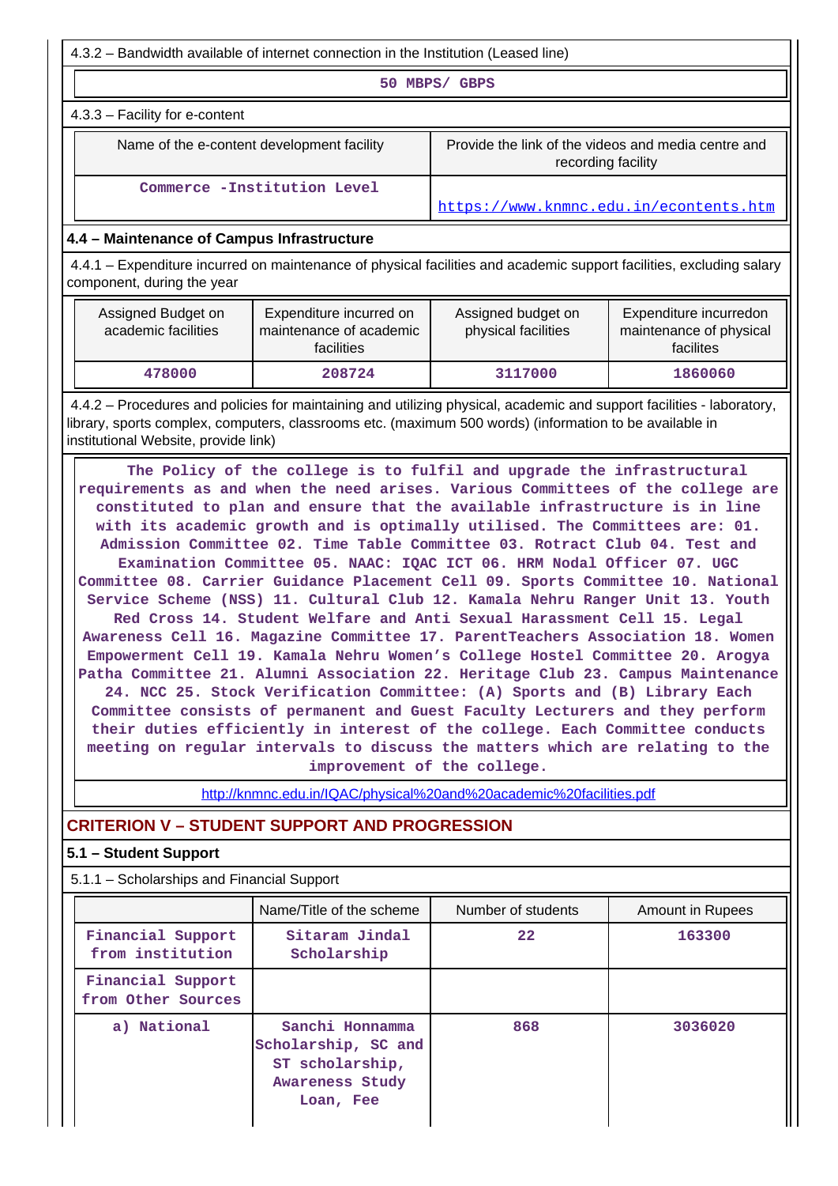4.3.2 – Bandwidth available of internet connection in the Institution (Leased line)

50 MBPS/ GBPS

4.3.3 – Facility for e-content

| Name of the e-content development facility | Provide the link of the videos and media centre and recording facility |
|---|---|
| Commerce -Institution Level | https://www.knmnc.edu.in/econtents.htm |

## 4.4 – Maintenance of Campus Infrastructure

4.4.1 – Expenditure incurred on maintenance of physical facilities and academic support facilities, excluding salary component, during the year

| Assigned Budget on academic facilities | Expenditure incurred on maintenance of academic facilities | Assigned budget on physical facilities | Expenditure incurredon maintenance of physical facilites |
|---|---|---|---|
| 478000 | 208724 | 3117000 | 1860060 |

4.4.2 – Procedures and policies for maintaining and utilizing physical, academic and support facilities - laboratory, library, sports complex, computers, classrooms etc. (maximum 500 words) (information to be available in institutional Website, provide link)

The Policy of the college is to fulfil and upgrade the infrastructural requirements as and when the need arises. Various Committees of the college are constituted to plan and ensure that the available infrastructure is in line with its academic growth and is optimally utilised. The Committees are: 01. Admission Committee 02. Time Table Committee 03. Rotract Club 04. Test and Examination Committee 05. NAAC: IQAC ICT 06. HRM Nodal Officer 07. UGC Committee 08. Carrier Guidance Placement Cell 09. Sports Committee 10. National Service Scheme (NSS) 11. Cultural Club 12. Kamala Nehru Ranger Unit 13. Youth Red Cross 14. Student Welfare and Anti Sexual Harassment Cell 15. Legal Awareness Cell 16. Magazine Committee 17. ParentTeachers Association 18. Women Empowerment Cell 19. Kamala Nehru Women's College Hostel Committee 20. Arogya Patha Committee 21. Alumni Association 22. Heritage Club 23. Campus Maintenance 24. NCC 25. Stock Verification Committee: (A) Sports and (B) Library Each Committee consists of permanent and Guest Faculty Lecturers and they perform their duties efficiently in interest of the college. Each Committee conducts meeting on regular intervals to discuss the matters which are relating to the improvement of the college.

http://knmnc.edu.in/IQAC/physical%20and%20academic%20facilities.pdf

# CRITERION V – STUDENT SUPPORT AND PROGRESSION

## 5.1 – Student Support

5.1.1 – Scholarships and Financial Support

| | Name/Title of the scheme | Number of students | Amount in Rupees |
|---|---|---|---|
| Financial Support from institution | Sitaram Jindal Scholarship | 22 | 163300 |
| Financial Support from Other Sources | | | |
| a) National | Sanchi Honnamma Scholarship, SC and ST scholarship, Awareness Study Loan, Fee | 868 | 3036020 |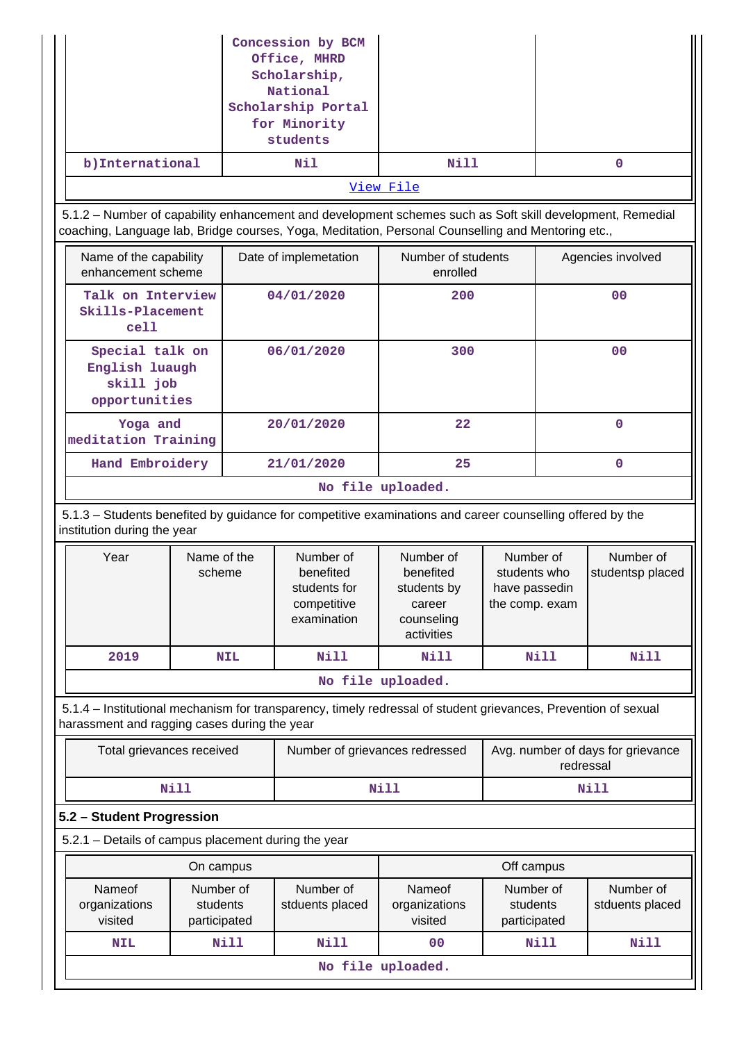| | Concession by BCM Office, MHRD Scholarship, National Scholarship Portal for Minority students | | |
|---|---|---|---|
| b)International | Nil | Nill | 0 |

View File

5.1.2 – Number of capability enhancement and development schemes such as Soft skill development, Remedial coaching, Language lab, Bridge courses, Yoga, Meditation, Personal Counselling and Mentoring etc.,

| Name of the capability enhancement scheme | Date of implemetation | Number of students enrolled | Agencies involved |
|---|---|---|---|
| Talk on Interview Skills-Placement cell | 04/01/2020 | 200 | 00 |
| Special talk on English luaugh skill job opportunities | 06/01/2020 | 300 | 00 |
| Yoga and meditation Training | 20/01/2020 | 22 | 0 |
| Hand Embroidery | 21/01/2020 | 25 | 0 |

No file uploaded.

5.1.3 – Students benefited by guidance for competitive examinations and career counselling offered by the institution during the year

| Year | Name of the scheme | Number of benefited students for competitive examination | Number of benefited students by career counseling activities | Number of students who have passedin the comp. exam | Number of studentsp placed |
|---|---|---|---|---|---|
| 2019 | NIL | Nill | Nill | Nill | Nill |

No file uploaded.

5.1.4 – Institutional mechanism for transparency, timely redressal of student grievances, Prevention of sexual harassment and ragging cases during the year

| Total grievances received | Number of grievances redressed | Avg. number of days for grievance redressal |
|---|---|---|
| Nill | Nill | Nill |

## 5.2 – Student Progression

5.2.1 – Details of campus placement during the year

| On campus | | | Off campus | | |
|---|---|---|---|---|---|
| Nameof organizations visited | Number of students participated | Number of stduents placed | Nameof organizations visited | Number of students participated | Number of stduents placed |
| NIL | Nill | Nill | 00 | Nill | Nill |

No file uploaded.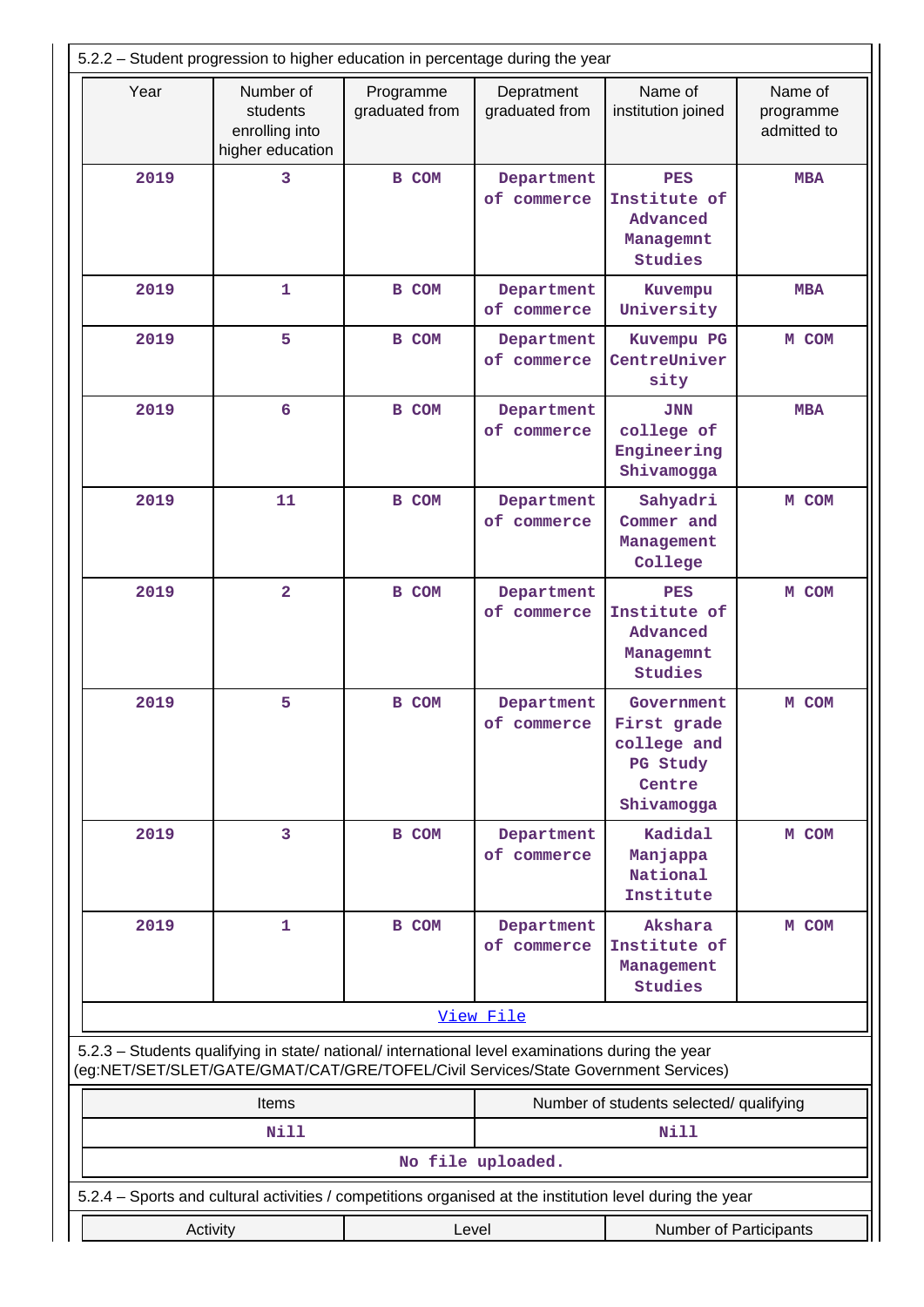5.2.2 – Student progression to higher education in percentage during the year

| Year | Number of students enrolling into higher education | Programme graduated from | Depratment graduated from | Name of institution joined | Name of programme admitted to |
|---|---|---|---|---|---|
| 2019 | 3 | B COM | Department of commerce | PES Institute of Advanced Managemnt Studies | MBA |
| 2019 | 1 | B COM | Department of commerce | Kuvempu University | MBA |
| 2019 | 5 | B COM | Department of commerce | Kuvempu PG CentreUniversity | M COM |
| 2019 | 6 | B COM | Department of commerce | JNN college of Engineering Shivamogga | MBA |
| 2019 | 11 | B COM | Department of commerce | Sahyadri Commer and Management College | M COM |
| 2019 | 2 | B COM | Department of commerce | PES Institute of Advanced Managemnt Studies | M COM |
| 2019 | 5 | B COM | Department of commerce | Government First grade college and PG Study Centre Shivamogga | M COM |
| 2019 | 3 | B COM | Department of commerce | Kadidal Manjappa National Institute | M COM |
| 2019 | 1 | B COM | Department of commerce | Akshara Institute of Management Studies | M COM |

View File

5.2.3 – Students qualifying in state/ national/ international level examinations during the year (eg:NET/SET/SLET/GATE/GMAT/CAT/GRE/TOFEL/Civil Services/State Government Services)

| Items | Number of students selected/ qualifying |
|---|---|
| Nill | Nill |

No file uploaded.

5.2.4 – Sports and cultural activities / competitions organised at the institution level during the year

| Activity | Level | Number of Participants |
|---|---|---|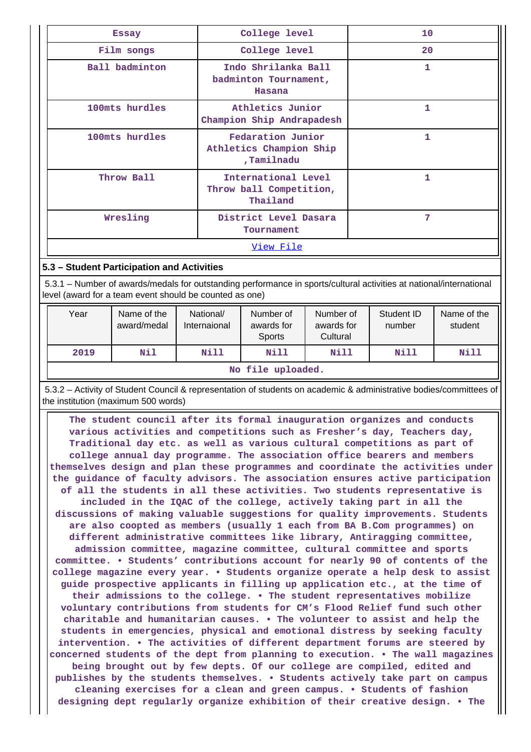| Essay | College level | 10 |
|---|---|---|
| Film songs | College level | 20 |
| Ball badminton | Indo Shrilanka Ball badminton Tournament, Hasana | 1 |
| 100mts hurdles | Athletics Junior Champion Ship Andrapadesh | 1 |
| 100mts hurdles | Fedaration Junior Athletics Champion Ship ,Tamilnadu | 1 |
| Throw Ball | International Level Throw ball Competition, Thailand | 1 |
| Wresling | District Level Dasara Tournament | 7 |
| View File | | |

### 5.3 – Student Participation and Activities

5.3.1 – Number of awards/medals for outstanding performance in sports/cultural activities at national/international level (award for a team event should be counted as one)

| Year | Name of the award/medal | National/ Internaional | Number of awards for Sports | Number of awards for Cultural | Student ID number | Name of the student |
|---|---|---|---|---|---|---|
| 2019 | Nil | Nill | Nill | Nill | Nill | Nill |
| No file uploaded. | | | | | | |

5.3.2 – Activity of Student Council & representation of students on academic & administrative bodies/committees of the institution (maximum 500 words)

The student council after its formal inauguration organizes and conducts various activities and competitions such as Fresher's day, Teachers day, Traditional day etc. as well as various cultural competitions as part of college annual day programme. The association office bearers and members themselves design and plan these programmes and coordinate the activities under the guidance of faculty advisors. The association ensures active participation of all the students in all these activities. Two students representative is included in the IQAC of the college, actively taking part in all the discussions of making valuable suggestions for quality improvements. Students are also coopted as members (usually 1 each from BA B.Com programmes) on different administrative committees like library, Antiragging committee, admission committee, magazine committee, cultural committee and sports committee. • Students' contributions account for nearly 90 of contents of the college magazine every year. • Students organize operate a help desk to assist guide prospective applicants in filling up application etc., at the time of their admissions to the college. • The student representatives mobilize voluntary contributions from students for CM's Flood Relief fund such other charitable and humanitarian causes. • The volunteer to assist and help the students in emergencies, physical and emotional distress by seeking faculty intervention. • The activities of different department forums are steered by concerned students of the dept from planning to execution. • The wall magazines being brought out by few depts. Of our college are compiled, edited and publishes by the students themselves. • Students actively take part on campus cleaning exercises for a clean and green campus. • Students of fashion designing dept regularly organize exhibition of their creative design. • The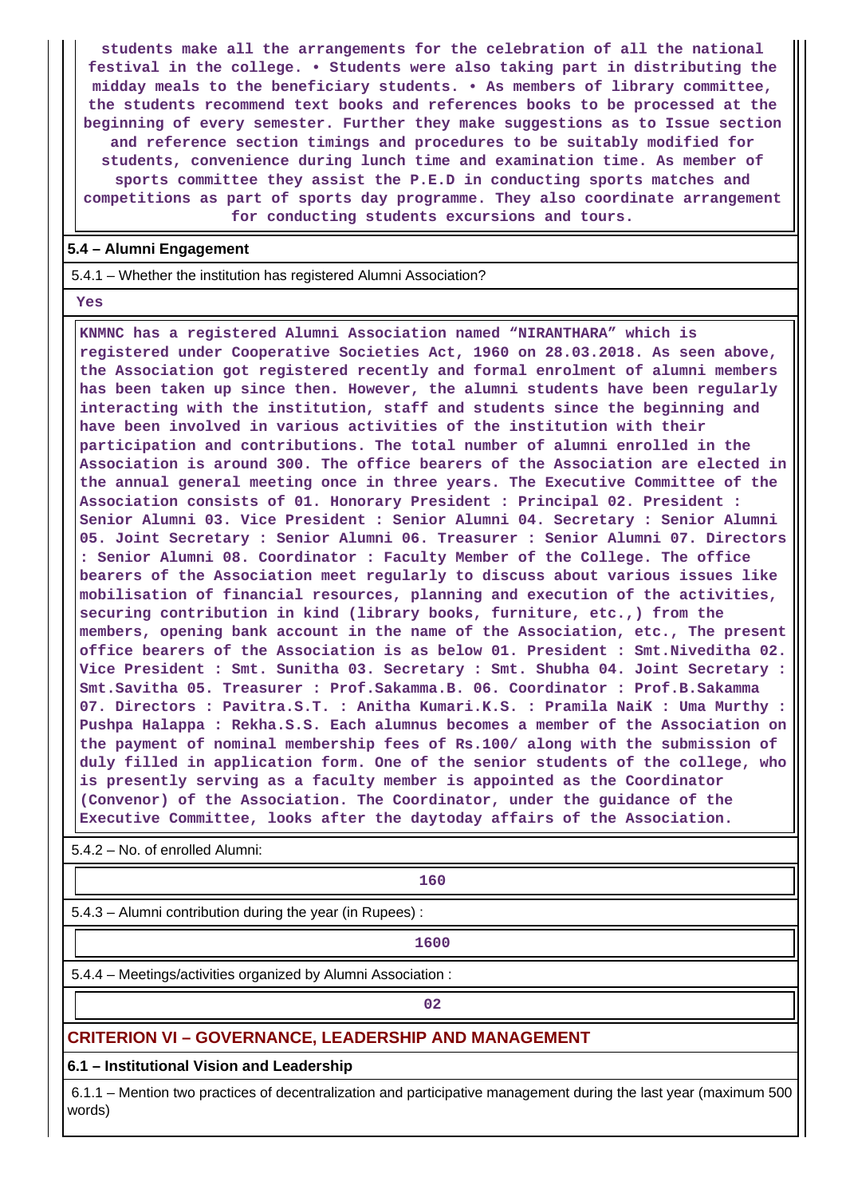students make all the arrangements for the celebration of all the national festival in the college. • Students were also taking part in distributing the midday meals to the beneficiary students. • As members of library committee, the students recommend text books and references books to be processed at the beginning of every semester. Further they make suggestions as to Issue section and reference section timings and procedures to be suitably modified for students, convenience during lunch time and examination time. As member of sports committee they assist the P.E.D in conducting sports matches and competitions as part of sports day programme. They also coordinate arrangement for conducting students excursions and tours.

**5.4 – Alumni Engagement**

5.4.1 – Whether the institution has registered Alumni Association?

Yes

KNMNC has a registered Alumni Association named “NIRANTHARA” which is registered under Cooperative Societies Act, 1960 on 28.03.2018. As seen above, the Association got registered recently and formal enrolment of alumni members has been taken up since then. However, the alumni students have been regularly interacting with the institution, staff and students since the beginning and have been involved in various activities of the institution with their participation and contributions. The total number of alumni enrolled in the Association is around 300. The office bearers of the Association are elected in the annual general meeting once in three years. The Executive Committee of the Association consists of 01. Honorary President : Principal 02. President : Senior Alumni 03. Vice President : Senior Alumni 04. Secretary : Senior Alumni 05. Joint Secretary : Senior Alumni 06. Treasurer : Senior Alumni 07. Directors : Senior Alumni 08. Coordinator : Faculty Member of the College. The office bearers of the Association meet regularly to discuss about various issues like mobilisation of financial resources, planning and execution of the activities, securing contribution in kind (library books, furniture, etc.,) from the members, opening bank account in the name of the Association, etc., The present office bearers of the Association is as below 01. President : Smt.Niveditha 02. Vice President : Smt. Sunitha 03. Secretary : Smt. Shubha 04. Joint Secretary : Smt.Savitha 05. Treasurer : Prof.Sakamma.B. 06. Coordinator : Prof.B.Sakamma 07. Directors : Pavitra.S.T. : Anitha Kumari.K.S. : Pramila NaiK : Uma Murthy : Pushpa Halappa : Rekha.S.S. Each alumnus becomes a member of the Association on the payment of nominal membership fees of Rs.100/ along with the submission of duly filled in application form. One of the senior students of the college, who is presently serving as a faculty member is appointed as the Coordinator (Convenor) of the Association. The Coordinator, under the guidance of the Executive Committee, looks after the daytoday affairs of the Association.

5.4.2 – No. of enrolled Alumni:

160

5.4.3 – Alumni contribution during the year (in Rupees) :

1600

5.4.4 – Meetings/activities organized by Alumni Association :

02

## CRITERION VI – GOVERNANCE, LEADERSHIP AND MANAGEMENT

**6.1 – Institutional Vision and Leadership**

6.1.1 – Mention two practices of decentralization and participative management during the last year (maximum 500 words)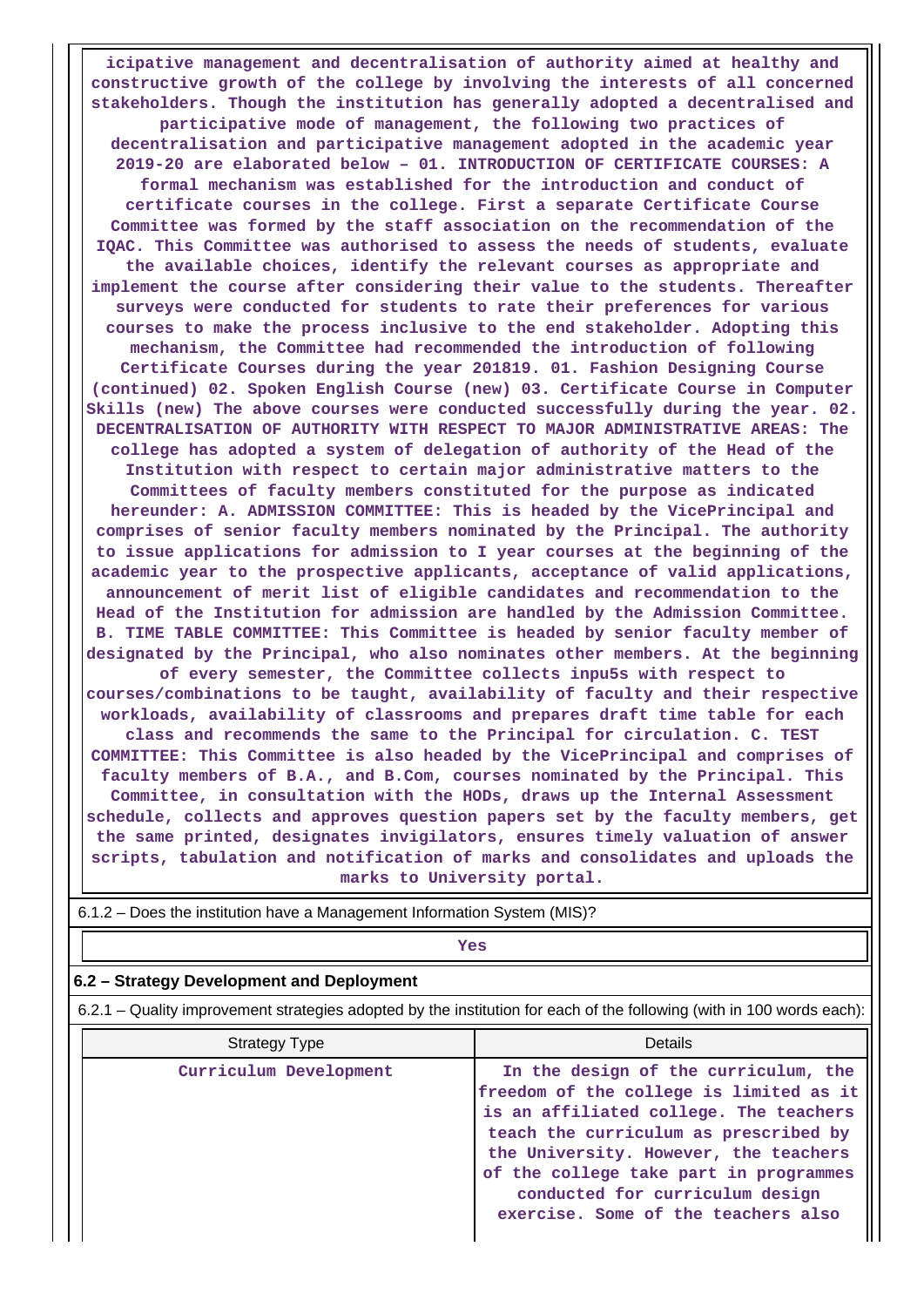icipative management and decentralisation of authority aimed at healthy and constructive growth of the college by involving the interests of all concerned stakeholders. Though the institution has generally adopted a decentralised and participative mode of management, the following two practices of decentralisation and participative management adopted in the academic year 2019-20 are elaborated below – 01. INTRODUCTION OF CERTIFICATE COURSES: A formal mechanism was established for the introduction and conduct of certificate courses in the college. First a separate Certificate Course Committee was formed by the staff association on the recommendation of the IQAC. This Committee was authorised to assess the needs of students, evaluate the available choices, identify the relevant courses as appropriate and implement the course after considering their value to the students. Thereafter surveys were conducted for students to rate their preferences for various courses to make the process inclusive to the end stakeholder. Adopting this mechanism, the Committee had recommended the introduction of following Certificate Courses during the year 201819. 01. Fashion Designing Course (continued) 02. Spoken English Course (new) 03. Certificate Course in Computer Skills (new) The above courses were conducted successfully during the year. 02. DECENTRALISATION OF AUTHORITY WITH RESPECT TO MAJOR ADMINISTRATIVE AREAS: The college has adopted a system of delegation of authority of the Head of the Institution with respect to certain major administrative matters to the Committees of faculty members constituted for the purpose as indicated hereunder: A. ADMISSION COMMITTEE: This is headed by the VicePrincipal and comprises of senior faculty members nominated by the Principal. The authority to issue applications for admission to I year courses at the beginning of the academic year to the prospective applicants, acceptance of valid applications, announcement of merit list of eligible candidates and recommendation to the Head of the Institution for admission are handled by the Admission Committee. B. TIME TABLE COMMITTEE: This Committee is headed by senior faculty member of designated by the Principal, who also nominates other members. At the beginning of every semester, the Committee collects inpu5s with respect to courses/combinations to be taught, availability of faculty and their respective workloads, availability of classrooms and prepares draft time table for each class and recommends the same to the Principal for circulation. C. TEST COMMITTEE: This Committee is also headed by the VicePrincipal and comprises of faculty members of B.A., and B.Com, courses nominated by the Principal. This Committee, in consultation with the HODs, draws up the Internal Assessment schedule, collects and approves question papers set by the faculty members, get the same printed, designates invigilators, ensures timely valuation of answer scripts, tabulation and notification of marks and consolidates and uploads the marks to University portal.

6.1.2 – Does the institution have a Management Information System (MIS)?

Yes

**6.2 – Strategy Development and Deployment**

6.2.1 – Quality improvement strategies adopted by the institution for each of the following (with in 100 words each):

| Strategy Type | Details |
|---|---|
| Curriculum Development | In the design of the curriculum, the freedom of the college is limited as it is an affiliated college. The teachers teach the curriculum as prescribed by the University. However, the teachers of the college take part in programmes conducted for curriculum design exercise. Some of the teachers also |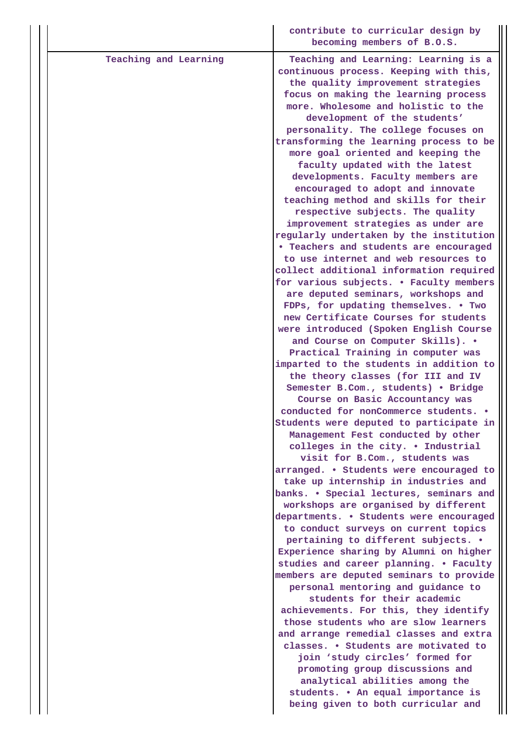| | |
|---|---|
| | contribute to curricular design by becoming members of B.O.S. |
| Teaching and Learning | Teaching and Learning: Learning is a continuous process. Keeping with this, the quality improvement strategies focus on making the learning process more. Wholesome and holistic to the development of the students' personality. The college focuses on transforming the learning process to be more goal oriented and keeping the faculty updated with the latest developments. Faculty members are encouraged to adopt and innovate teaching method and skills for their respective subjects. The quality improvement strategies as under are regularly undertaken by the institution • Teachers and students are encouraged to use internet and web resources to collect additional information required for various subjects. • Faculty members are deputed seminars, workshops and FDPs, for updating themselves. • Two new Certificate Courses for students were introduced (Spoken English Course and Course on Computer Skills). • Practical Training in computer was imparted to the students in addition to the theory classes (for III and IV Semester B.Com., students) • Bridge Course on Basic Accountancy was conducted for nonCommerce students. • Students were deputed to participate in Management Fest conducted by other colleges in the city. • Industrial visit for B.Com., students was arranged. • Students were encouraged to take up internship in industries and banks. • Special lectures, seminars and workshops are organised by different departments. • Students were encouraged to conduct surveys on current topics pertaining to different subjects. • Experience sharing by Alumni on higher studies and career planning. • Faculty members are deputed seminars to provide personal mentoring and guidance to students for their academic achievements. For this, they identify those students who are slow learners and arrange remedial classes and extra classes. • Students are motivated to join 'study circles' formed for promoting group discussions and analytical abilities among the students. • An equal importance is being given to both curricular and |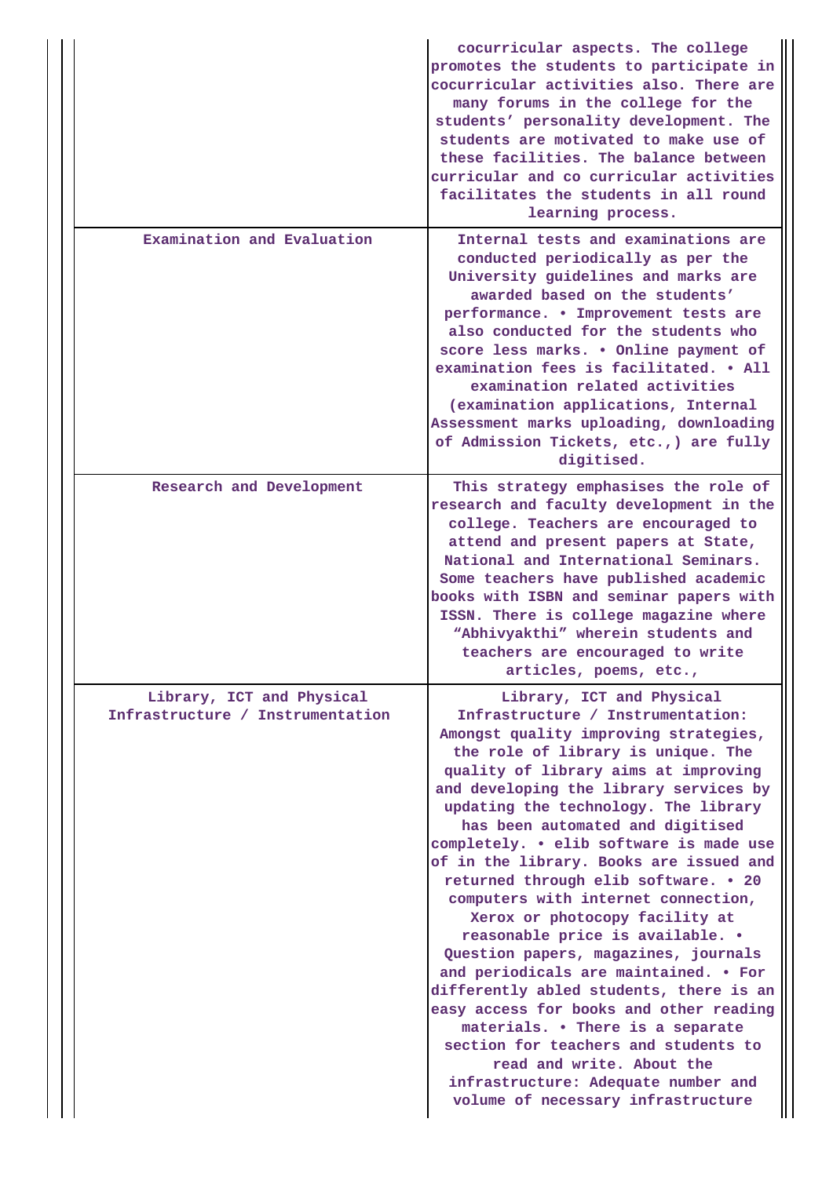| | |
|---|---|
| | cocurricular aspects. The college promotes the students to participate in cocurricular activities also. There are many forums in the college for the students' personality development. The students are motivated to make use of these facilities. The balance between curricular and co curricular activities facilitates the students in all round learning process. |
| Examination and Evaluation | Internal tests and examinations are conducted periodically as per the University guidelines and marks are awarded based on the students' performance. • Improvement tests are also conducted for the students who score less marks. • Online payment of examination fees is facilitated. • All examination related activities (examination applications, Internal Assessment marks uploading, downloading of Admission Tickets, etc.,) are fully digitised. |
| Research and Development | This strategy emphasises the role of research and faculty development in the college. Teachers are encouraged to attend and present papers at State, National and International Seminars. Some teachers have published academic books with ISBN and seminar papers with ISSN. There is college magazine where "Abhivyakthi" wherein students and teachers are encouraged to write articles, poems, etc., |
| Library, ICT and Physical Infrastructure / Instrumentation | Library, ICT and Physical Infrastructure / Instrumentation: Amongst quality improving strategies, the role of library is unique. The quality of library aims at improving and developing the library services by updating the technology. The library has been automated and digitised completely. • elib software is made use of in the library. Books are issued and returned through elib software. • 20 computers with internet connection, Xerox or photocopy facility at reasonable price is available. • Question papers, magazines, journals and periodicals are maintained. • For differently abled students, there is an easy access for books and other reading materials. • There is a separate section for teachers and students to read and write. About the infrastructure: Adequate number and volume of necessary infrastructure |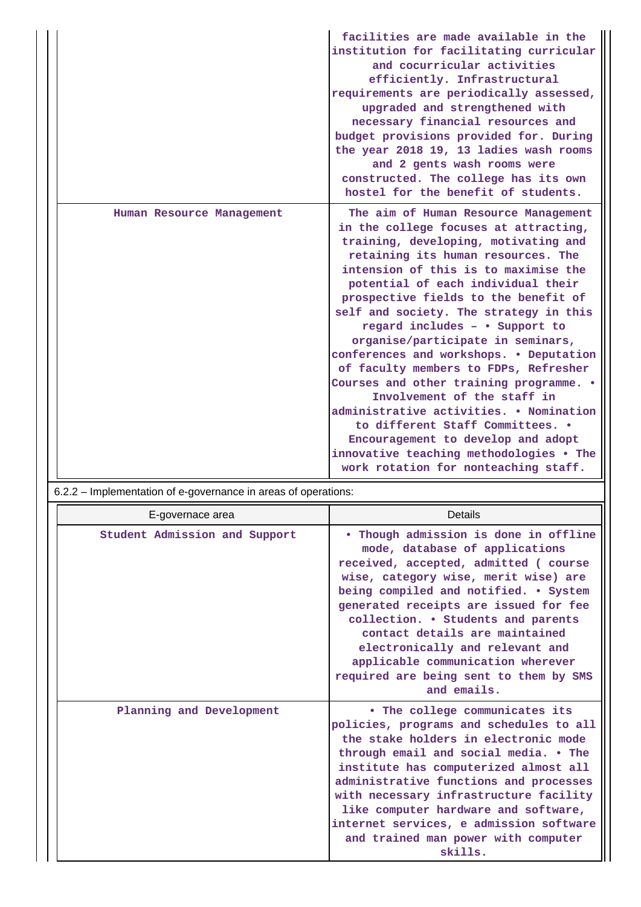| | |
|---|---|
| | facilities are made available in the institution for facilitating curricular and cocurricular activities efficiently. Infrastructural requirements are periodically assessed, upgraded and strengthened with necessary financial resources and budget provisions provided for. During the year 2018 19, 13 ladies wash rooms and 2 gents wash rooms were constructed. The college has its own hostel for the benefit of students. |
| Human Resource Management | The aim of Human Resource Management in the college focuses at attracting, training, developing, motivating and retaining its human resources. The intension of this is to maximise the potential of each individual their prospective fields to the benefit of self and society. The strategy in this regard includes – • Support to organise/participate in seminars, conferences and workshops. • Deputation of faculty members to FDPs, Refresher Courses and other training programme. • Involvement of the staff in administrative activities. • Nomination to different Staff Committees. • Encouragement to develop and adopt innovative teaching methodologies • The work rotation for nonteaching staff. |

6.2.2 – Implementation of e-governance in areas of operations:

| E-governace area | Details |
|---|---|
| Student Admission and Support | • Though admission is done in offline mode, database of applications received, accepted, admitted ( course wise, category wise, merit wise) are being compiled and notified. • System generated receipts are issued for fee collection. • Students and parents contact details are maintained electronically and relevant and applicable communication wherever required are being sent to them by SMS and emails. |
| Planning and Development | • The college communicates its policies, programs and schedules to all the stake holders in electronic mode through email and social media. • The institute has computerized almost all administrative functions and processes with necessary infrastructure facility like computer hardware and software, internet services, e admission software and trained man power with computer skills. |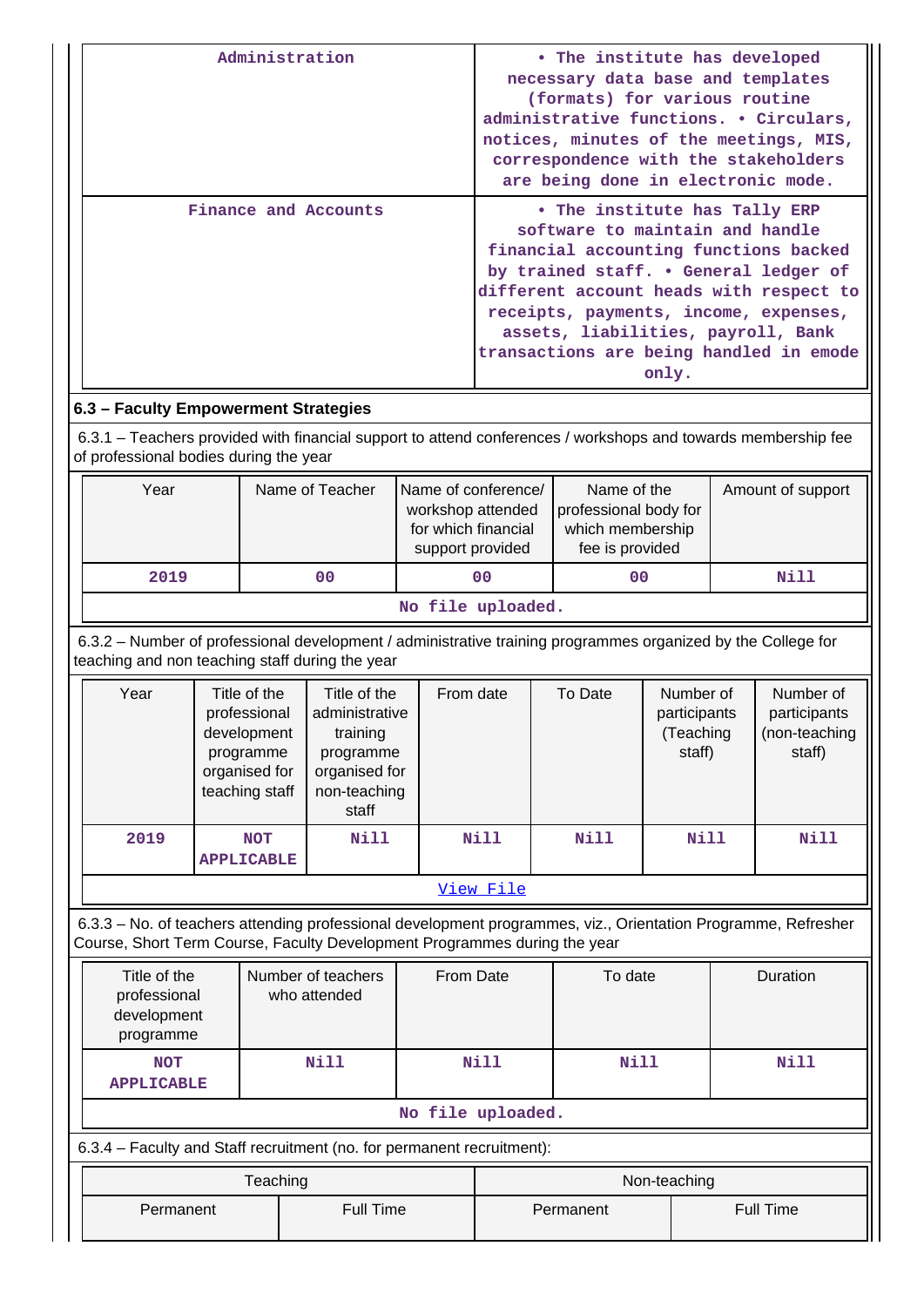| Administration | • The institute has developed necessary data base and templates (formats) for various routine administrative functions. • Circulars, notices, minutes of the meetings, MIS, correspondence with the stakeholders are being done in electronic mode. |
|---|---|
| Finance and Accounts | • The institute has Tally ERP software to maintain and handle financial accounting functions backed by trained staff. • General ledger of different account heads with respect to receipts, payments, income, expenses, assets, liabilities, payroll, Bank transactions are being handled in emode only. |

### 6.3 – Faculty Empowerment Strategies

6.3.1 – Teachers provided with financial support to attend conferences / workshops and towards membership fee of professional bodies during the year

| Year | Name of Teacher | Name of conference/ workshop attended for which financial support provided | Name of the professional body for which membership fee is provided | Amount of support |
|---|---|---|---|---|
| 2019 | 00 | 00 | 00 | Nill |

No file uploaded.

6.3.2 – Number of professional development / administrative training programmes organized by the College for teaching and non teaching staff during the year

| Year | Title of the professional development programme organised for teaching staff | Title of the administrative training programme organised for non-teaching staff | From date | To Date | Number of participants (Teaching staff) | Number of participants (non-teaching staff) |
|---|---|---|---|---|---|---|
| 2019 | NOT APPLICABLE | Nill | Nill | Nill | Nill | Nill |

View File

6.3.3 – No. of teachers attending professional development programmes, viz., Orientation Programme, Refresher Course, Short Term Course, Faculty Development Programmes during the year

| Title of the professional development programme | Number of teachers who attended | From Date | To date | Duration |
|---|---|---|---|---|
| NOT APPLICABLE | Nill | Nill | Nill | Nill |

No file uploaded.

6.3.4 – Faculty and Staff recruitment (no. for permanent recruitment):

| Teaching | | Non-teaching | |
|---|---|---|---|
| Permanent | Full Time | Permanent | Full Time |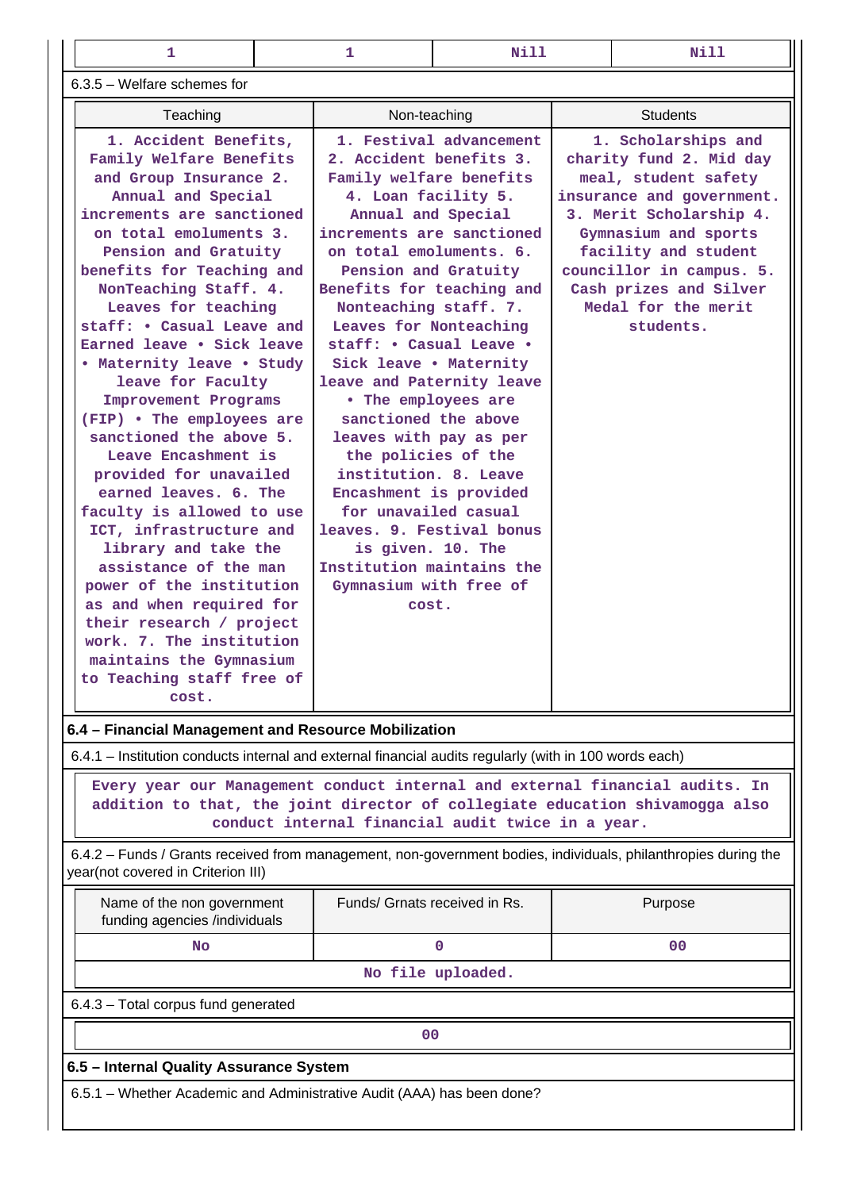| 1 | 1 | Nill | Nill |
|---|---|---|---|

6.3.5 – Welfare schemes for

| Teaching | Non-teaching | Students |
|---|---|---|
| 1. Accident Benefits, Family Welfare Benefits and Group Insurance 2. Annual and Special increments are sanctioned on total emoluments 3. Pension and Gratuity benefits for Teaching and NonTeaching Staff. 4. Leaves for teaching staff: • Casual Leave and Earned leave • Sick leave • Maternity leave • Study leave for Faculty Improvement Programs (FIP) • The employees are sanctioned the above 5. Leave Encashment is provided for unavailed earned leaves. 6. The faculty is allowed to use ICT, infrastructure and library and take the assistance of the man power of the institution as and when required for their research / project work. 7. The institution maintains the Gymnasium to Teaching staff free of cost. | 1. Festival advancement 2. Accident benefits 3. Family welfare benefits 4. Loan facility 5. Annual and Special increments are sanctioned on total emoluments. 6. Pension and Gratuity Benefits for teaching and Nonteaching staff. 7. Leaves for Nonteaching staff: • Casual Leave • Sick leave • Maternity leave and Paternity leave • The employees are sanctioned the above leaves with pay as per the policies of the institution. 8. Leave Encashment is provided for unavailed casual leaves. 9. Festival bonus is given. 10. The Institution maintains the Gymnasium with free of cost. | 1. Scholarships and charity fund 2. Mid day meal, student safety insurance and government. 3. Merit Scholarship 4. Gymnasium and sports facility and student councillor in campus. 5. Cash prizes and Silver Medal for the merit students. |

**6.4 – Financial Management and Resource Mobilization**

6.4.1 – Institution conducts internal and external financial audits regularly (with in 100 words each)

Every year our Management conduct internal and external financial audits. In addition to that, the joint director of collegiate education shivamogga also conduct internal financial audit twice in a year.

6.4.2 – Funds / Grants received from management, non-government bodies, individuals, philanthropies during the year(not covered in Criterion III)

| Name of the non government funding agencies /individuals | Funds/ Grnats received in Rs. | Purpose |
|---|---|---|
| No | 0 | 00 |
| No file uploaded. | | |

6.4.3 – Total corpus fund generated

| 00 |
|---|

**6.5 – Internal Quality Assurance System**

6.5.1 – Whether Academic and Administrative Audit (AAA) has been done?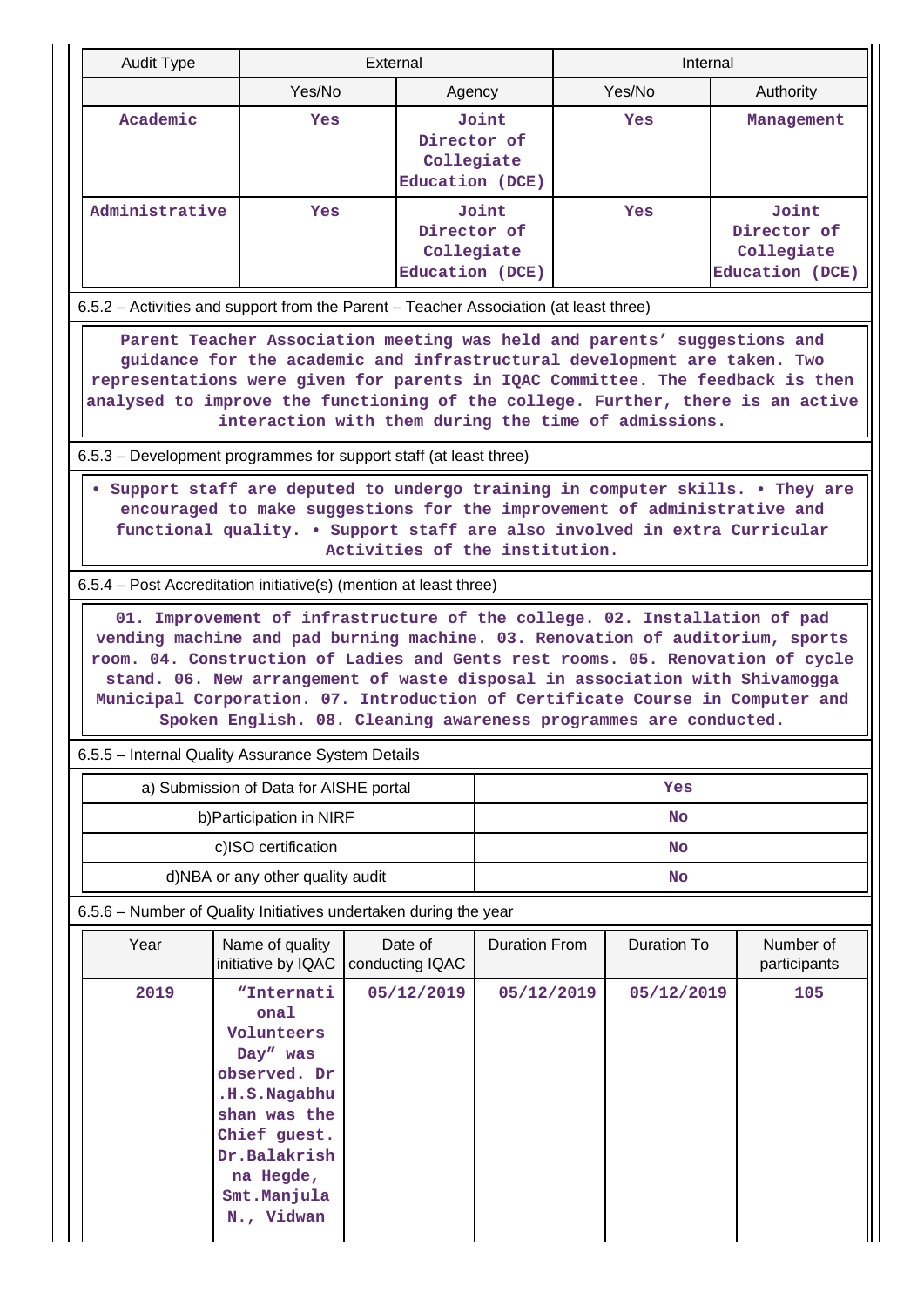| Audit Type | External | | Internal | |
|---|---|---|---|---|
| | Yes/No | Agency | Yes/No | Authority |
| Academic | Yes | Joint Director of Collegiate Education (DCE) | Yes | Management |
| Administrative | Yes | Joint Director of Collegiate Education (DCE) | Yes | Joint Director of Collegiate Education (DCE) |

6.5.2 – Activities and support from the Parent – Teacher Association (at least three)

Parent Teacher Association meeting was held and parents' suggestions and guidance for the academic and infrastructural development are taken. Two representations were given for parents in IQAC Committee. The feedback is then analysed to improve the functioning of the college. Further, there is an active interaction with them during the time of admissions.

6.5.3 – Development programmes for support staff (at least three)

• Support staff are deputed to undergo training in computer skills. • They are encouraged to make suggestions for the improvement of administrative and functional quality. • Support staff are also involved in extra Curricular Activities of the institution.

6.5.4 – Post Accreditation initiative(s) (mention at least three)

01. Improvement of infrastructure of the college. 02. Installation of pad vending machine and pad burning machine. 03. Renovation of auditorium, sports room. 04. Construction of Ladies and Gents rest rooms. 05. Renovation of cycle stand. 06. New arrangement of waste disposal in association with Shivamogga Municipal Corporation. 07. Introduction of Certificate Course in Computer and Spoken English. 08. Cleaning awareness programmes are conducted.

6.5.5 – Internal Quality Assurance System Details

| | |
|---|---|
| a) Submission of Data for AISHE portal | Yes |
| b)Participation in NIRF | No |
| c)ISO certification | No |
| d)NBA or any other quality audit | No |

6.5.6 – Number of Quality Initiatives undertaken during the year

| Year | Name of quality initiative by IQAC | Date of conducting IQAC | Duration From | Duration To | Number of participants |
|---|---|---|---|---|---|
| 2019 | "International Volunteers Day" was observed. Dr.H.S.Nagabhushan was the Chief guest. Dr.Balakrishna Hegde, Smt.Manjula N., Vidwan | 05/12/2019 | 05/12/2019 | 05/12/2019 | 105 |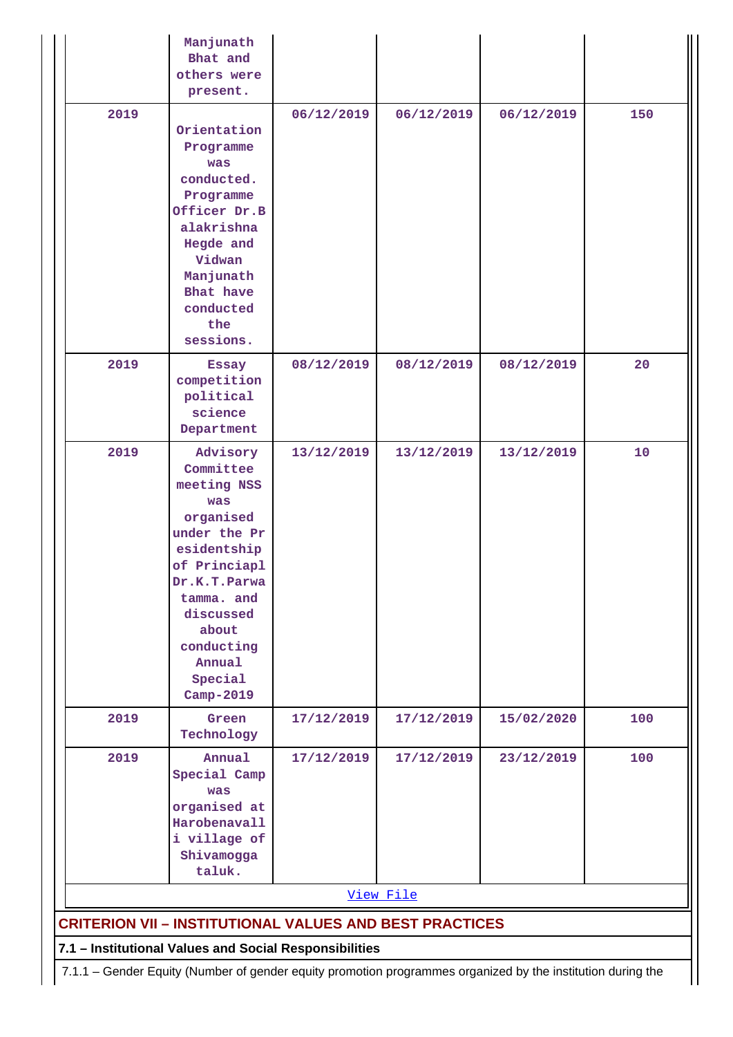| | | | | | |
|---|---|---|---|---|---|
| | Manjunath Bhat and others were present. | | | | |
| 2019 | Orientation Programme was conducted. Programme Officer Dr.Balakrishna Hegde and Vidwan Manjunath Bhat have conducted the sessions. | 06/12/2019 | 06/12/2019 | 06/12/2019 | 150 |
| 2019 | Essay competition political science Department | 08/12/2019 | 08/12/2019 | 08/12/2019 | 20 |
| 2019 | Advisory Committee meeting NSS was organised under the Presidentship of Princiapl Dr.K.T.Parwatamma. and discussed about conducting Annual Special Camp-2019 | 13/12/2019 | 13/12/2019 | 13/12/2019 | 10 |
| 2019 | Green Technology | 17/12/2019 | 17/12/2019 | 15/02/2020 | 100 |
| 2019 | Annual Special Camp was organised at Harobenavalli village of Shivamogga taluk. | 17/12/2019 | 17/12/2019 | 23/12/2019 | 100 |

[View File]

## CRITERION VII – INSTITUTIONAL VALUES AND BEST PRACTICES

### 7.1 – Institutional Values and Social Responsibilities

7.1.1 – Gender Equity (Number of gender equity promotion programmes organized by the institution during the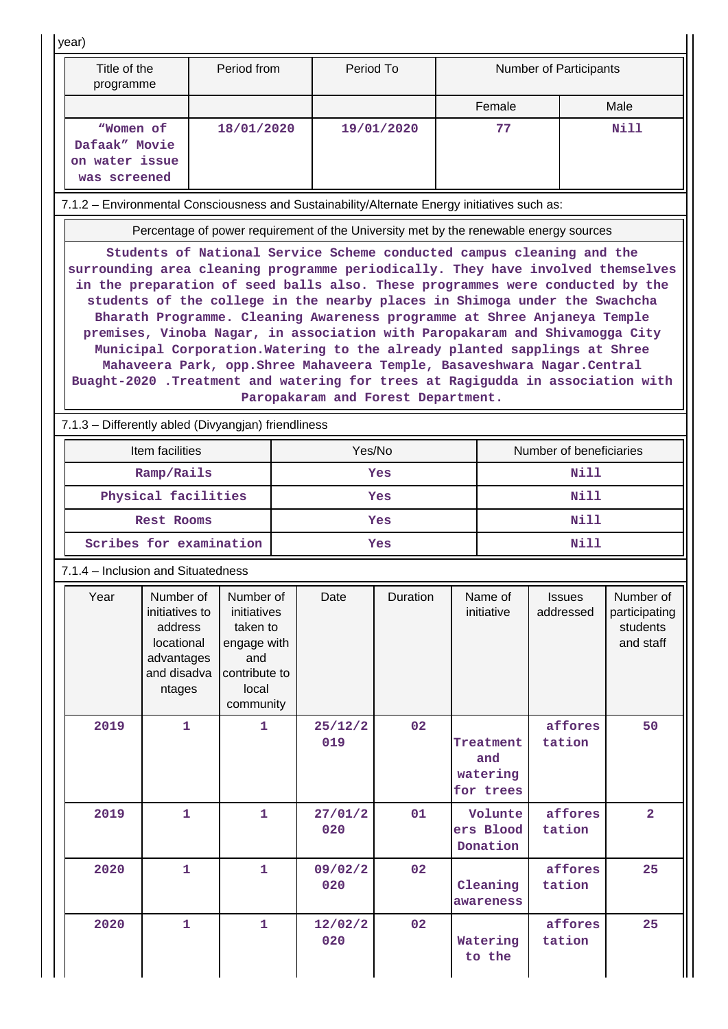year)

| Title of the programme | Period from | Period To | Number of Participants | |
|---|---|---|---|---|
| | | | Female | Male |
| "Women of Dafaak" Movie on water issue was screened | 18/01/2020 | 19/01/2020 | 77 | Nill |

7.1.2 – Environmental Consciousness and Sustainability/Alternate Energy initiatives such as:

| Percentage of power requirement of the University met by the renewable energy sources |
|---|
| Students of National Service Scheme conducted campus cleaning and the surrounding area cleaning programme periodically. They have involved themselves in the preparation of seed balls also. These programmes were conducted by the students of the college in the nearby places in Shimoga under the Swachcha Bharath Programme. Cleaning Awareness programme at Shree Anjaneya Temple premises, Vinoba Nagar, in association with Paropakaram and Shivamogga City Municipal Corporation.Watering to the already planted sapplings at Shree Mahaveera Park, opp.Shree Mahaveera Temple, Basaveshwara Nagar.Central Buaght-2020 .Treatment and watering for trees at Ragigudda in association with Paropakaram and Forest Department. |

7.1.3 – Differently abled (Divyangjan) friendliness

| Item facilities | Yes/No | Number of beneficiaries |
|---|---|---|
| Ramp/Rails | Yes | Nill |
| Physical facilities | Yes | Nill |
| Rest Rooms | Yes | Nill |
| Scribes for examination | Yes | Nill |

7.1.4 – Inclusion and Situatedness

| Year | Number of initiatives to address locational advantages and disadva ntages | Number of initiatives taken to engage with and contribute to local community | Date | Duration | Name of initiative | Issues addressed | Number of participating students and staff |
|---|---|---|---|---|---|---|---|
| 2019 | 1 | 1 | 25/12/2019 | 02 | Treatment and watering for trees | afforestation | 50 |
| 2019 | 1 | 1 | 27/01/2020 | 01 | Volunteers Blood Donation | afforestation | 2 |
| 2020 | 1 | 1 | 09/02/2020 | 02 | Cleaning awareness | afforestation | 25 |
| 2020 | 1 | 1 | 12/02/2020 | 02 | Watering to the | afforestation | 25 |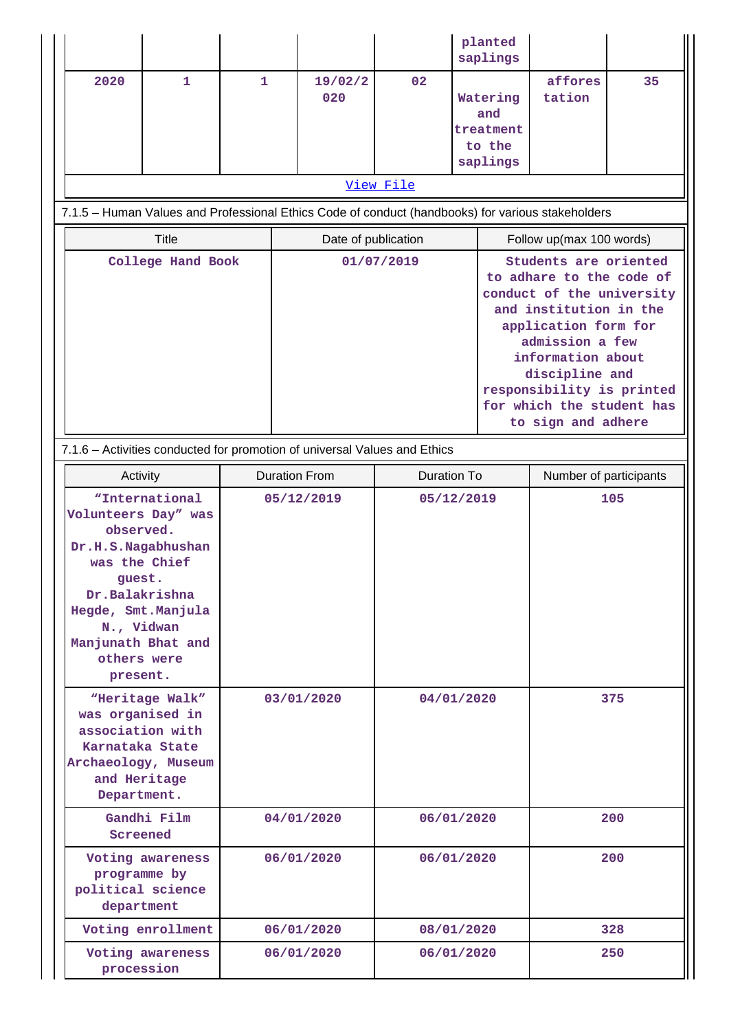|  |  |  |  |  | planted saplings |  |  |
|---|---|---|---|---|---|---|---|
| 2020 | 1 | 1 | 19/02/2020 | 02 | Watering and treatment to the saplings | afforestation | 35 |

View File

7.1.5 – Human Values and Professional Ethics Code of conduct (handbooks) for various stakeholders

| Title | Date of publication | Follow up(max 100 words) |
|---|---|---|
| College Hand Book | 01/07/2019 | Students are oriented to adhare to the code of conduct of the university and institution in the application form for admission a few information about discipline and responsibility is printed for which the student has to sign and adhere |

7.1.6 – Activities conducted for promotion of universal Values and Ethics

| Activity | Duration From | Duration To | Number of participants |
|---|---|---|---|
| "International Volunteers Day" was observed. Dr.H.S.Nagabhushan was the Chief guest. Dr.Balakrishna Hegde, Smt.Manjula N., Vidwan Manjunath Bhat and others were present. | 05/12/2019 | 05/12/2019 | 105 |
| "Heritage Walk" was organised in association with Karnataka State Archaeology, Museum and Heritage Department. | 03/01/2020 | 04/01/2020 | 375 |
| Gandhi Film Screened | 04/01/2020 | 06/01/2020 | 200 |
| Voting awareness programme by political science department | 06/01/2020 | 06/01/2020 | 200 |
| Voting enrollment | 06/01/2020 | 08/01/2020 | 328 |
| Voting awareness procession | 06/01/2020 | 06/01/2020 | 250 |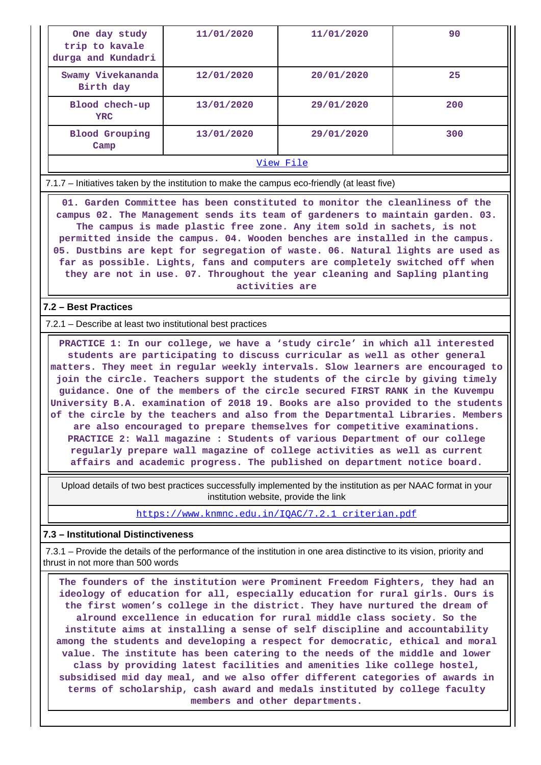| One day study trip to kavale durga and Kundadri | 11/01/2020 | 11/01/2020 | 90 |
|---|---|---|---|
| Swamy Vivekananda Birth day | 12/01/2020 | 20/01/2020 | 25 |
| Blood chech-up YRC | 13/01/2020 | 29/01/2020 | 200 |
| Blood Grouping Camp | 13/01/2020 | 29/01/2020 | 300 |

View File

7.1.7 – Initiatives taken by the institution to make the campus eco-friendly (at least five)

01. Garden Committee has been constituted to monitor the cleanliness of the campus 02. The Management sends its team of gardeners to maintain garden. 03. The campus is made plastic free zone. Any item sold in sachets, is not permitted inside the campus. 04. Wooden benches are installed in the campus. 05. Dustbins are kept for segregation of waste. 06. Natural lights are used as far as possible. Lights, fans and computers are completely switched off when they are not in use. 07. Throughout the year cleaning and Sapling planting activities are

**7.2 – Best Practices**

7.2.1 – Describe at least two institutional best practices

PRACTICE 1: In our college, we have a 'study circle' in which all interested students are participating to discuss curricular as well as other general matters. They meet in regular weekly intervals. Slow learners are encouraged to join the circle. Teachers support the students of the circle by giving timely guidance. One of the members of the circle secured FIRST RANK in the Kuvempu University B.A. examination of 2018 19. Books are also provided to the students of the circle by the teachers and also from the Departmental Libraries. Members are also encouraged to prepare themselves for competitive examinations. PRACTICE 2: Wall magazine : Students of various Department of our college regularly prepare wall magazine of college activities as well as current affairs and academic progress. The published on department notice board.

Upload details of two best practices successfully implemented by the institution as per NAAC format in your institution website, provide the link

https://www.knmnc.edu.in/IQAC/7.2.1 criterian.pdf

**7.3 – Institutional Distinctiveness**

7.3.1 – Provide the details of the performance of the institution in one area distinctive to its vision, priority and thrust in not more than 500 words

The founders of the institution were Prominent Freedom Fighters, they had an ideology of education for all, especially education for rural girls. Ours is the first women's college in the district. They have nurtured the dream of alround excellence in education for rural middle class society. So the institute aims at installing a sense of self discipline and accountability among the students and developing a respect for democratic, ethical and moral value. The institute has been catering to the needs of the middle and lower class by providing latest facilities and amenities like college hostel, subsidised mid day meal, and we also offer different categories of awards in terms of scholarship, cash award and medals instituted by college faculty members and other departments.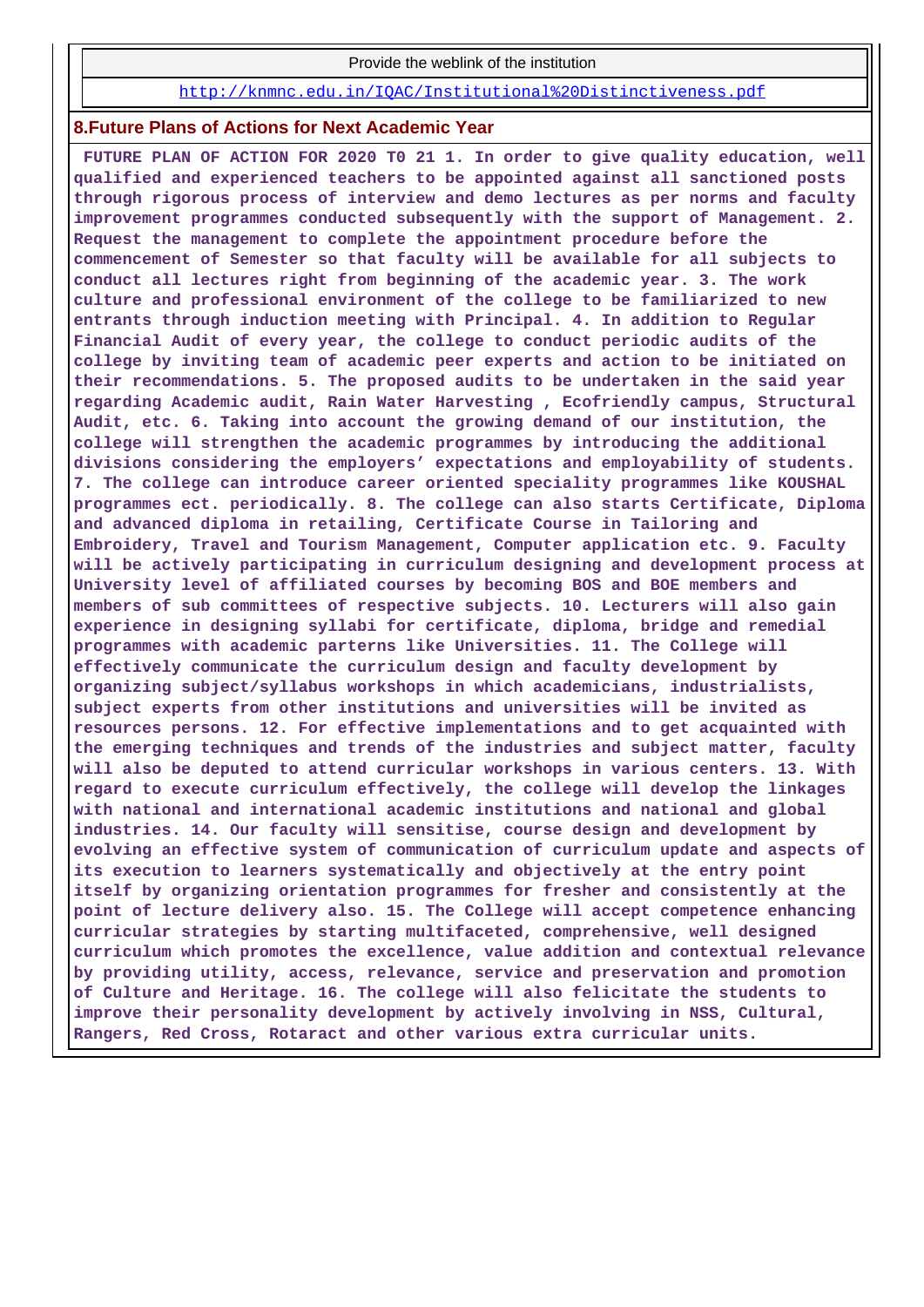| Provide the weblink of the institution |
| --- |
| http://knmnc.edu.in/IQAC/Institutional%20Distinctiveness.pdf |

## 8.Future Plans of Actions for Next Academic Year

**FUTURE PLAN OF ACTION FOR 2020 T0 21 1. In order to give quality education, well qualified and experienced teachers to be appointed against all sanctioned posts through rigorous process of interview and demo lectures as per norms and faculty improvement programmes conducted subsequently with the support of Management. 2. Request the management to complete the appointment procedure before the commencement of Semester so that faculty will be available for all subjects to conduct all lectures right from beginning of the academic year. 3. The work culture and professional environment of the college to be familiarized to new entrants through induction meeting with Principal. 4. In addition to Regular Financial Audit of every year, the college to conduct periodic audits of the college by inviting team of academic peer experts and action to be initiated on their recommendations. 5. The proposed audits to be undertaken in the said year regarding Academic audit, Rain Water Harvesting , Ecofriendly campus, Structural Audit, etc. 6. Taking into account the growing demand of our institution, the college will strengthen the academic programmes by introducing the additional divisions considering the employers' expectations and employability of students. 7. The college can introduce career oriented speciality programmes like KOUSHAL programmes ect. periodically. 8. The college can also starts Certificate, Diploma and advanced diploma in retailing, Certificate Course in Tailoring and Embroidery, Travel and Tourism Management, Computer application etc. 9. Faculty will be actively participating in curriculum designing and development process at University level of affiliated courses by becoming BOS and BOE members and members of sub committees of respective subjects. 10. Lecturers will also gain experience in designing syllabi for certificate, diploma, bridge and remedial programmes with academic parterns like Universities. 11. The College will effectively communicate the curriculum design and faculty development by organizing subject/syllabus workshops in which academicians, industrialists, subject experts from other institutions and universities will be invited as resources persons. 12. For effective implementations and to get acquainted with the emerging techniques and trends of the industries and subject matter, faculty will also be deputed to attend curricular workshops in various centers. 13. With regard to execute curriculum effectively, the college will develop the linkages with national and international academic institutions and national and global industries. 14. Our faculty will sensitise, course design and development by evolving an effective system of communication of curriculum update and aspects of its execution to learners systematically and objectively at the entry point itself by organizing orientation programmes for fresher and consistently at the point of lecture delivery also. 15. The College will accept competence enhancing curricular strategies by starting multifaceted, comprehensive, well designed curriculum which promotes the excellence, value addition and contextual relevance by providing utility, access, relevance, service and preservation and promotion of Culture and Heritage. 16. The college will also felicitate the students to improve their personality development by actively involving in NSS, Cultural, Rangers, Red Cross, Rotaract and other various extra curricular units.**